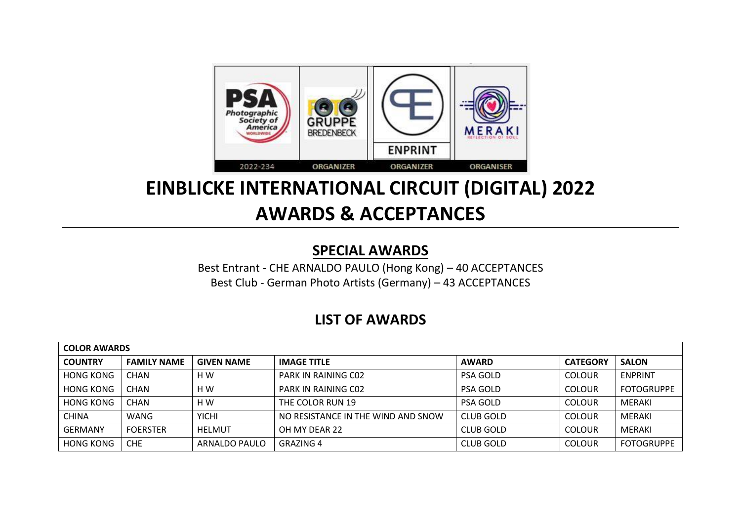# EINBLICKE INTERNATIONAL CIRCUIT (DIGITAL) 2022
# AWARDS & ACCEPTANCES

## SPECIAL AWARDS

Best Entrant - CHE ARNALDO PAULO (Hong Kong) – 40 ACCEPTANCES

Best Club - German Photo Artists (Germany) – 43 ACCEPTANCES

## LIST OF AWARDS

| COLOR AWARDS | | | | | | |
|---|---|---|---|---|---|---|
| **COUNTRY** | **FAMILY NAME** | **GIVEN NAME** | **IMAGE TITLE** | **AWARD** | **CATEGORY** | **SALON** |
| HONG KONG | CHAN | H W | PARK IN RAINING C02 | PSA GOLD | COLOUR | ENPRINT |
| HONG KONG | CHAN | H W | PARK IN RAINING C02 | PSA GOLD | COLOUR | FOTOGRUPPE |
| HONG KONG | CHAN | H W | THE COLOR RUN 19 | PSA GOLD | COLOUR | MERAKI |
| CHINA | WANG | YICHI | NO RESISTANCE IN THE WIND AND SNOW | CLUB GOLD | COLOUR | MERAKI |
| GERMANY | FOERSTER | HELMUT | OH MY DEAR 22 | CLUB GOLD | COLOUR | MERAKI |
| HONG KONG | CHE | ARNALDO PAULO | GRAZING 4 | CLUB GOLD | COLOUR | FOTOGRUPPE |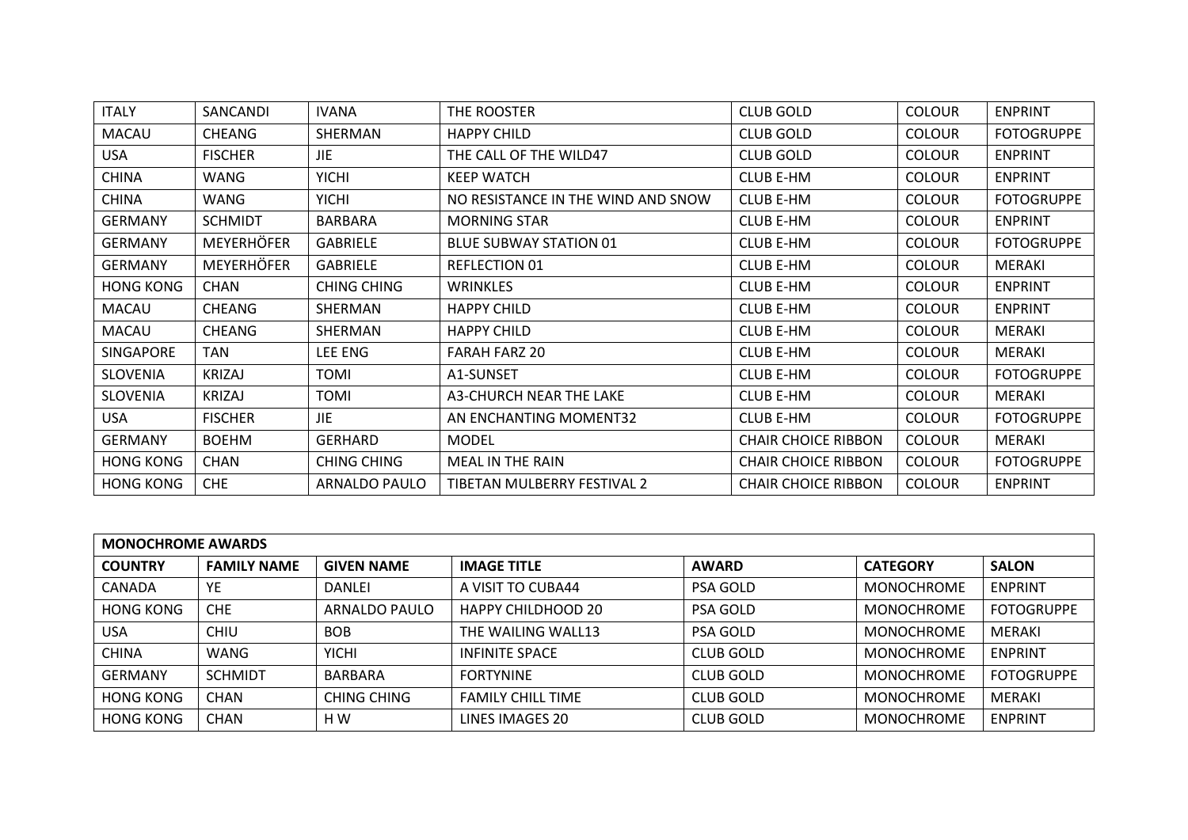| | | | | | | |
|---|---|---|---|---|---|---|
| ITALY | SANCANDI | IVANA | THE ROOSTER | CLUB GOLD | COLOUR | ENPRINT |
| MACAU | CHEANG | SHERMAN | HAPPY CHILD | CLUB GOLD | COLOUR | FOTOGRUPPE |
| USA | FISCHER | JIE | THE CALL OF THE WILD47 | CLUB GOLD | COLOUR | ENPRINT |
| CHINA | WANG | YICHI | KEEP WATCH | CLUB E-HM | COLOUR | ENPRINT |
| CHINA | WANG | YICHI | NO RESISTANCE IN THE WIND AND SNOW | CLUB E-HM | COLOUR | FOTOGRUPPE |
| GERMANY | SCHMIDT | BARBARA | MORNING STAR | CLUB E-HM | COLOUR | ENPRINT |
| GERMANY | MEYERHÖFER | GABRIELE | BLUE SUBWAY STATION 01 | CLUB E-HM | COLOUR | FOTOGRUPPE |
| GERMANY | MEYERHÖFER | GABRIELE | REFLECTION 01 | CLUB E-HM | COLOUR | MERAKI |
| HONG KONG | CHAN | CHING CHING | WRINKLES | CLUB E-HM | COLOUR | ENPRINT |
| MACAU | CHEANG | SHERMAN | HAPPY CHILD | CLUB E-HM | COLOUR | ENPRINT |
| MACAU | CHEANG | SHERMAN | HAPPY CHILD | CLUB E-HM | COLOUR | MERAKI |
| SINGAPORE | TAN | LEE ENG | FARAH FARZ 20 | CLUB E-HM | COLOUR | MERAKI |
| SLOVENIA | KRIZAJ | TOMI | A1-SUNSET | CLUB E-HM | COLOUR | FOTOGRUPPE |
| SLOVENIA | KRIZAJ | TOMI | A3-CHURCH NEAR THE LAKE | CLUB E-HM | COLOUR | MERAKI |
| USA | FISCHER | JIE | AN ENCHANTING MOMENT32 | CLUB E-HM | COLOUR | FOTOGRUPPE |
| GERMANY | BOEHM | GERHARD | MODEL | CHAIR CHOICE RIBBON | COLOUR | MERAKI |
| HONG KONG | CHAN | CHING CHING | MEAL IN THE RAIN | CHAIR CHOICE RIBBON | COLOUR | FOTOGRUPPE |
| HONG KONG | CHE | ARNALDO PAULO | TIBETAN MULBERRY FESTIVAL 2 | CHAIR CHOICE RIBBON | COLOUR | ENPRINT |

| **MONOCHROME AWARDS** | | | | | | |
|---|---|---|---|---|---|---|
| **COUNTRY** | **FAMILY NAME** | **GIVEN NAME** | **IMAGE TITLE** | **AWARD** | **CATEGORY** | **SALON** |
| CANADA | YE | DANLEI | A VISIT TO CUBA44 | PSA GOLD | MONOCHROME | ENPRINT |
| HONG KONG | CHE | ARNALDO PAULO | HAPPY CHILDHOOD 20 | PSA GOLD | MONOCHROME | FOTOGRUPPE |
| USA | CHIU | BOB | THE WAILING WALL13 | PSA GOLD | MONOCHROME | MERAKI |
| CHINA | WANG | YICHI | INFINITE SPACE | CLUB GOLD | MONOCHROME | ENPRINT |
| GERMANY | SCHMIDT | BARBARA | FORTYNINE | CLUB GOLD | MONOCHROME | FOTOGRUPPE |
| HONG KONG | CHAN | CHING CHING | FAMILY CHILL TIME | CLUB GOLD | MONOCHROME | MERAKI |
| HONG KONG | CHAN | H W | LINES IMAGES 20 | CLUB GOLD | MONOCHROME | ENPRINT |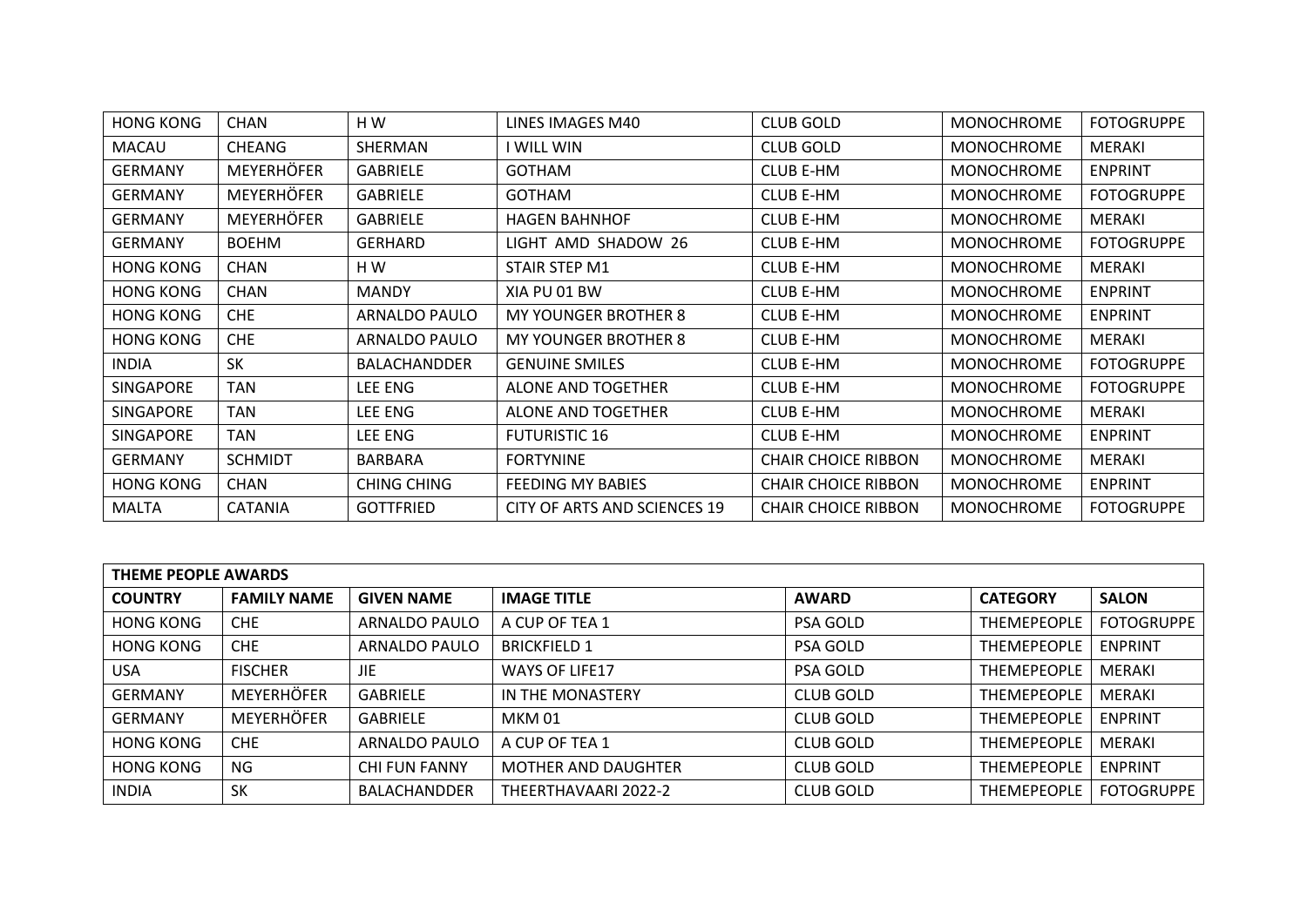| | | | | | | |
|---|---|---|---|---|---|---|
| HONG KONG | CHAN | H W | LINES IMAGES M40 | CLUB GOLD | MONOCHROME | FOTOGRUPPE |
| MACAU | CHEANG | SHERMAN | I WILL WIN | CLUB GOLD | MONOCHROME | MERAKI |
| GERMANY | MEYERHÖFER | GABRIELE | GOTHAM | CLUB E-HM | MONOCHROME | ENPRINT |
| GERMANY | MEYERHÖFER | GABRIELE | GOTHAM | CLUB E-HM | MONOCHROME | FOTOGRUPPE |
| GERMANY | MEYERHÖFER | GABRIELE | HAGEN BAHNHOF | CLUB E-HM | MONOCHROME | MERAKI |
| GERMANY | BOEHM | GERHARD | LIGHT AMD SHADOW 26 | CLUB E-HM | MONOCHROME | FOTOGRUPPE |
| HONG KONG | CHAN | H W | STAIR STEP M1 | CLUB E-HM | MONOCHROME | MERAKI |
| HONG KONG | CHAN | MANDY | XIA PU 01 BW | CLUB E-HM | MONOCHROME | ENPRINT |
| HONG KONG | CHE | ARNALDO PAULO | MY YOUNGER BROTHER 8 | CLUB E-HM | MONOCHROME | ENPRINT |
| HONG KONG | CHE | ARNALDO PAULO | MY YOUNGER BROTHER 8 | CLUB E-HM | MONOCHROME | MERAKI |
| INDIA | SK | BALACHANDDER | GENUINE SMILES | CLUB E-HM | MONOCHROME | FOTOGRUPPE |
| SINGAPORE | TAN | LEE ENG | ALONE AND TOGETHER | CLUB E-HM | MONOCHROME | FOTOGRUPPE |
| SINGAPORE | TAN | LEE ENG | ALONE AND TOGETHER | CLUB E-HM | MONOCHROME | MERAKI |
| SINGAPORE | TAN | LEE ENG | FUTURISTIC 16 | CLUB E-HM | MONOCHROME | ENPRINT |
| GERMANY | SCHMIDT | BARBARA | FORTYNINE | CHAIR CHOICE RIBBON | MONOCHROME | MERAKI |
| HONG KONG | CHAN | CHING CHING | FEEDING MY BABIES | CHAIR CHOICE RIBBON | MONOCHROME | ENPRINT |
| MALTA | CATANIA | GOTTFRIED | CITY OF ARTS AND SCIENCES 19 | CHAIR CHOICE RIBBON | MONOCHROME | FOTOGRUPPE |

| **THEME PEOPLE AWARDS** | | | | | | |
|---|---|---|---|---|---|---|
| **COUNTRY** | **FAMILY NAME** | **GIVEN NAME** | **IMAGE TITLE** | **AWARD** | **CATEGORY** | **SALON** |
| HONG KONG | CHE | ARNALDO PAULO | A CUP OF TEA 1 | PSA GOLD | THEMEPEOPLE | FOTOGRUPPE |
| HONG KONG | CHE | ARNALDO PAULO | BRICKFIELD 1 | PSA GOLD | THEMEPEOPLE | ENPRINT |
| USA | FISCHER | JIE | WAYS OF LIFE17 | PSA GOLD | THEMEPEOPLE | MERAKI |
| GERMANY | MEYERHÖFER | GABRIELE | IN THE MONASTERY | CLUB GOLD | THEMEPEOPLE | MERAKI |
| GERMANY | MEYERHÖFER | GABRIELE | MKM 01 | CLUB GOLD | THEMEPEOPLE | ENPRINT |
| HONG KONG | CHE | ARNALDO PAULO | A CUP OF TEA 1 | CLUB GOLD | THEMEPEOPLE | MERAKI |
| HONG KONG | NG | CHI FUN FANNY | MOTHER AND DAUGHTER | CLUB GOLD | THEMEPEOPLE | ENPRINT |
| INDIA | SK | BALACHANDDER | THEERTHAVAARI 2022-2 | CLUB GOLD | THEMEPEOPLE | FOTOGRUPPE |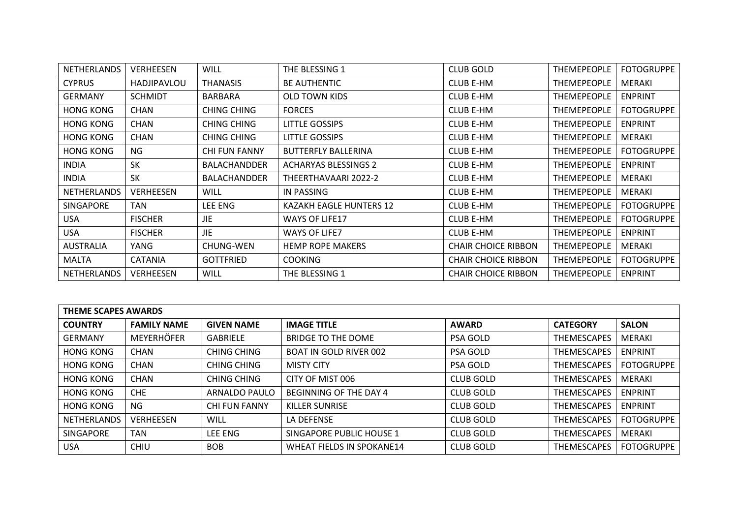| | | | | | | |
|---|---|---|---|---|---|---|
| NETHERLANDS | VERHEESEN | WILL | THE BLESSING 1 | CLUB GOLD | THEMEPEOPLE | FOTOGRUPPE |
| CYPRUS | HADJIPAVLOU | THANASIS | BE AUTHENTIC | CLUB E-HM | THEMEPEOPLE | MERAKI |
| GERMANY | SCHMIDT | BARBARA | OLD TOWN KIDS | CLUB E-HM | THEMEPEOPLE | ENPRINT |
| HONG KONG | CHAN | CHING CHING | FORCES | CLUB E-HM | THEMEPEOPLE | FOTOGRUPPE |
| HONG KONG | CHAN | CHING CHING | LITTLE GOSSIPS | CLUB E-HM | THEMEPEOPLE | ENPRINT |
| HONG KONG | CHAN | CHING CHING | LITTLE GOSSIPS | CLUB E-HM | THEMEPEOPLE | MERAKI |
| HONG KONG | NG | CHI FUN FANNY | BUTTERFLY BALLERINA | CLUB E-HM | THEMEPEOPLE | FOTOGRUPPE |
| INDIA | SK | BALACHANDDER | ACHARYAS BLESSINGS 2 | CLUB E-HM | THEMEPEOPLE | ENPRINT |
| INDIA | SK | BALACHANDDER | THEERTHAVAARI 2022-2 | CLUB E-HM | THEMEPEOPLE | MERAKI |
| NETHERLANDS | VERHEESEN | WILL | IN PASSING | CLUB E-HM | THEMEPEOPLE | MERAKI |
| SINGAPORE | TAN | LEE ENG | KAZAKH EAGLE HUNTERS 12 | CLUB E-HM | THEMEPEOPLE | FOTOGRUPPE |
| USA | FISCHER | JIE | WAYS OF LIFE17 | CLUB E-HM | THEMEPEOPLE | FOTOGRUPPE |
| USA | FISCHER | JIE | WAYS OF LIFE7 | CLUB E-HM | THEMEPEOPLE | ENPRINT |
| AUSTRALIA | YANG | CHUNG-WEN | HEMP ROPE MAKERS | CHAIR CHOICE RIBBON | THEMEPEOPLE | MERAKI |
| MALTA | CATANIA | GOTTFRIED | COOKING | CHAIR CHOICE RIBBON | THEMEPEOPLE | FOTOGRUPPE |
| NETHERLANDS | VERHEESEN | WILL | THE BLESSING 1 | CHAIR CHOICE RIBBON | THEMEPEOPLE | ENPRINT |

**THEME SCAPES AWARDS**

| COUNTRY | FAMILY NAME | GIVEN NAME | IMAGE TITLE | AWARD | CATEGORY | SALON |
|---|---|---|---|---|---|---|
| GERMANY | MEYERHÖFER | GABRIELE | BRIDGE TO THE DOME | PSA GOLD | THEMESCAPES | MERAKI |
| HONG KONG | CHAN | CHING CHING | BOAT IN GOLD RIVER 002 | PSA GOLD | THEMESCAPES | ENPRINT |
| HONG KONG | CHAN | CHING CHING | MISTY CITY | PSA GOLD | THEMESCAPES | FOTOGRUPPE |
| HONG KONG | CHAN | CHING CHING | CITY OF MIST 006 | CLUB GOLD | THEMESCAPES | MERAKI |
| HONG KONG | CHE | ARNALDO PAULO | BEGINNING OF THE DAY 4 | CLUB GOLD | THEMESCAPES | ENPRINT |
| HONG KONG | NG | CHI FUN FANNY | KILLER SUNRISE | CLUB GOLD | THEMESCAPES | ENPRINT |
| NETHERLANDS | VERHEESEN | WILL | LA DEFENSE | CLUB GOLD | THEMESCAPES | FOTOGRUPPE |
| SINGAPORE | TAN | LEE ENG | SINGAPORE PUBLIC HOUSE 1 | CLUB GOLD | THEMESCAPES | MERAKI |
| USA | CHIU | BOB | WHEAT FIELDS IN SPOKANE14 | CLUB GOLD | THEMESCAPES | FOTOGRUPPE |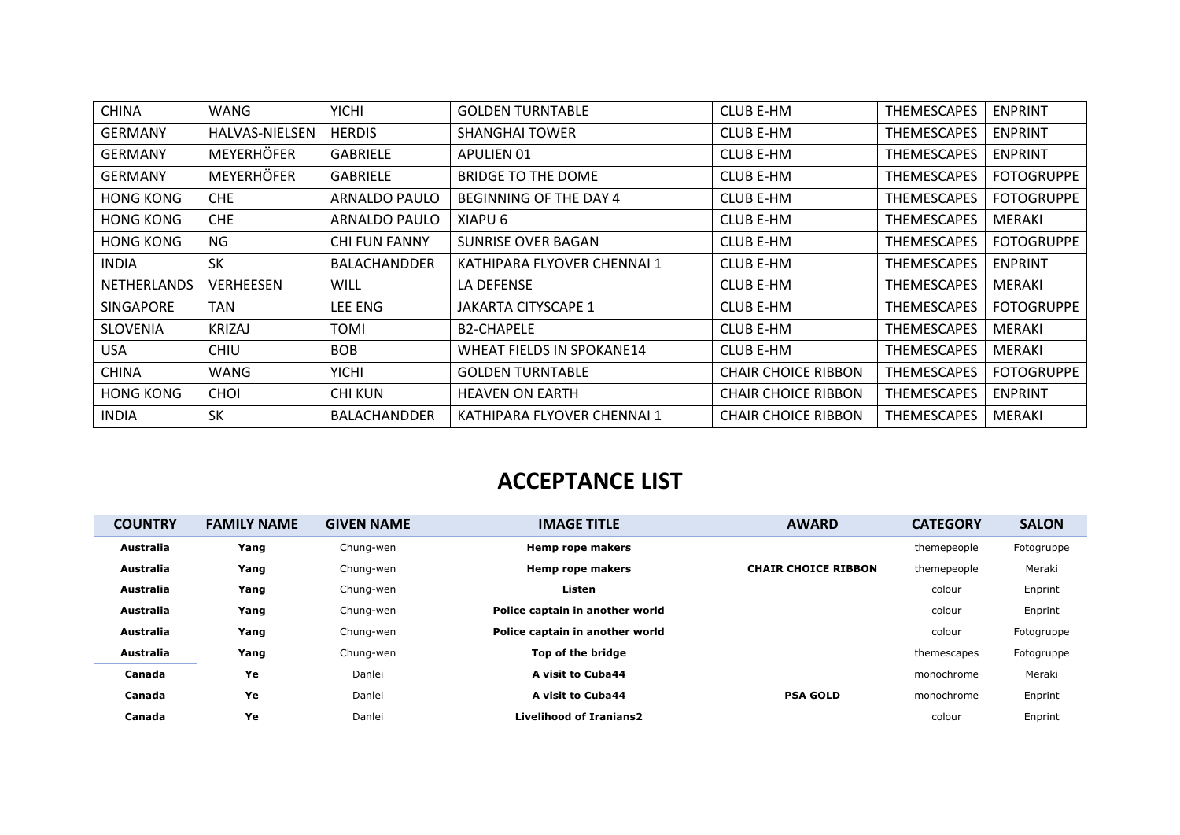| | | | | | | |
|---|---|---|---|---|---|---|
| CHINA | WANG | YICHI | GOLDEN TURNTABLE | CLUB E-HM | THEMESCAPES | ENPRINT |
| GERMANY | HALVAS-NIELSEN | HERDIS | SHANGHAI TOWER | CLUB E-HM | THEMESCAPES | ENPRINT |
| GERMANY | MEYERHÖFER | GABRIELE | APULIEN 01 | CLUB E-HM | THEMESCAPES | ENPRINT |
| GERMANY | MEYERHÖFER | GABRIELE | BRIDGE TO THE DOME | CLUB E-HM | THEMESCAPES | FOTOGRUPPE |
| HONG KONG | CHE | ARNALDO PAULO | BEGINNING OF THE DAY 4 | CLUB E-HM | THEMESCAPES | FOTOGRUPPE |
| HONG KONG | CHE | ARNALDO PAULO | XIAPU 6 | CLUB E-HM | THEMESCAPES | MERAKI |
| HONG KONG | NG | CHI FUN FANNY | SUNRISE OVER BAGAN | CLUB E-HM | THEMESCAPES | FOTOGRUPPE |
| INDIA | SK | BALACHANDDER | KATHIPARA FLYOVER CHENNAI 1 | CLUB E-HM | THEMESCAPES | ENPRINT |
| NETHERLANDS | VERHEESEN | WILL | LA DEFENSE | CLUB E-HM | THEMESCAPES | MERAKI |
| SINGAPORE | TAN | LEE ENG | JAKARTA CITYSCAPE 1 | CLUB E-HM | THEMESCAPES | FOTOGRUPPE |
| SLOVENIA | KRIZAJ | TOMI | B2-CHAPELE | CLUB E-HM | THEMESCAPES | MERAKI |
| USA | CHIU | BOB | WHEAT FIELDS IN SPOKANE14 | CLUB E-HM | THEMESCAPES | MERAKI |
| CHINA | WANG | YICHI | GOLDEN TURNTABLE | CHAIR CHOICE RIBBON | THEMESCAPES | FOTOGRUPPE |
| HONG KONG | CHOI | CHI KUN | HEAVEN ON EARTH | CHAIR CHOICE RIBBON | THEMESCAPES | ENPRINT |
| INDIA | SK | BALACHANDDER | KATHIPARA FLYOVER CHENNAI 1 | CHAIR CHOICE RIBBON | THEMESCAPES | MERAKI |

# ACCEPTANCE LIST

| COUNTRY | FAMILY NAME | GIVEN NAME | IMAGE TITLE | AWARD | CATEGORY | SALON |
|---|---|---|---|---|---|---|
| **Australia** | **Yang** | Chung-wen | **Hemp rope makers** | | themepeople | Fotogruppe |
| **Australia** | **Yang** | Chung-wen | **Hemp rope makers** | **CHAIR CHOICE RIBBON** | themepeople | Meraki |
| **Australia** | **Yang** | Chung-wen | **Listen** | | colour | Enprint |
| **Australia** | **Yang** | Chung-wen | **Police captain in another world** | | colour | Enprint |
| **Australia** | **Yang** | Chung-wen | **Police captain in another world** | | colour | Fotogruppe |
| **Australia** | **Yang** | Chung-wen | **Top of the bridge** | | themescapes | Fotogruppe |
| **Canada** | **Ye** | Danlei | **A visit to Cuba44** | | monochrome | Meraki |
| **Canada** | **Ye** | Danlei | **A visit to Cuba44** | **PSA GOLD** | monochrome | Enprint |
| **Canada** | **Ye** | Danlei | **Livelihood of Iranians2** | | colour | Enprint |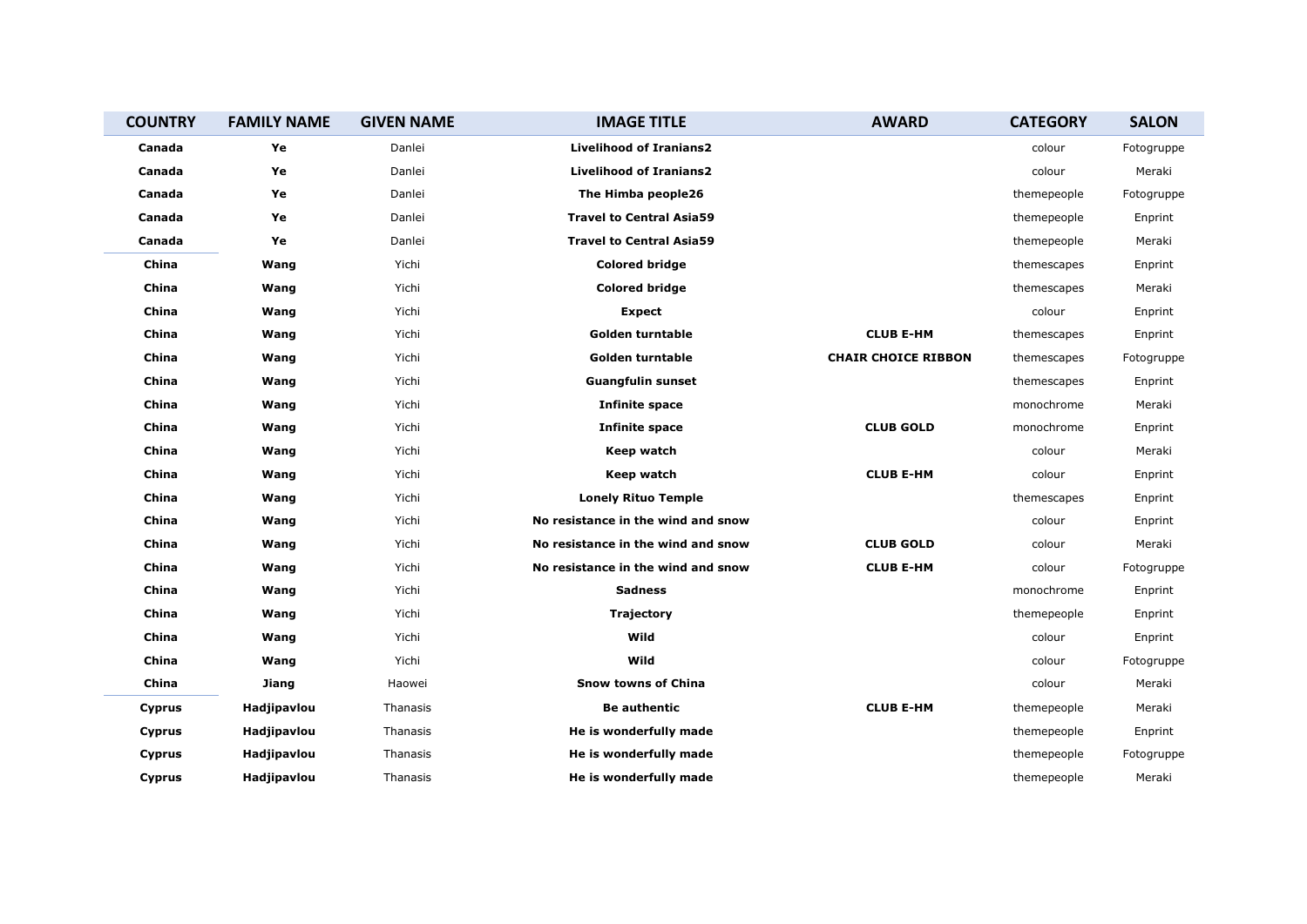| COUNTRY | FAMILY NAME | GIVEN NAME | IMAGE TITLE | AWARD | CATEGORY | SALON |
|---|---|---|---|---|---|---|
| **Canada** | **Ye** | Danlei | **Livelihood of Iranians2** | | colour | Fotogruppe |
| **Canada** | **Ye** | Danlei | **Livelihood of Iranians2** | | colour | Meraki |
| **Canada** | **Ye** | Danlei | **The Himba people26** | | themepeople | Fotogruppe |
| **Canada** | **Ye** | Danlei | **Travel to Central Asia59** | | themepeople | Enprint |
| **Canada** | **Ye** | Danlei | **Travel to Central Asia59** | | themepeople | Meraki |
| **China** | **Wang** | Yichi | **Colored bridge** | | themescapes | Enprint |
| **China** | **Wang** | Yichi | **Colored bridge** | | themescapes | Meraki |
| **China** | **Wang** | Yichi | **Expect** | | colour | Enprint |
| **China** | **Wang** | Yichi | **Golden turntable** | **CLUB E-HM** | themescapes | Enprint |
| **China** | **Wang** | Yichi | **Golden turntable** | **CHAIR CHOICE RIBBON** | themescapes | Fotogruppe |
| **China** | **Wang** | Yichi | **Guangfulin sunset** | | themescapes | Enprint |
| **China** | **Wang** | Yichi | **Infinite space** | | monochrome | Meraki |
| **China** | **Wang** | Yichi | **Infinite space** | **CLUB GOLD** | monochrome | Enprint |
| **China** | **Wang** | Yichi | **Keep watch** | | colour | Meraki |
| **China** | **Wang** | Yichi | **Keep watch** | **CLUB E-HM** | colour | Enprint |
| **China** | **Wang** | Yichi | **Lonely Rituo Temple** | | themescapes | Enprint |
| **China** | **Wang** | Yichi | **No resistance in the wind and snow** | | colour | Enprint |
| **China** | **Wang** | Yichi | **No resistance in the wind and snow** | **CLUB GOLD** | colour | Meraki |
| **China** | **Wang** | Yichi | **No resistance in the wind and snow** | **CLUB E-HM** | colour | Fotogruppe |
| **China** | **Wang** | Yichi | **Sadness** | | monochrome | Enprint |
| **China** | **Wang** | Yichi | **Trajectory** | | themepeople | Enprint |
| **China** | **Wang** | Yichi | **Wild** | | colour | Enprint |
| **China** | **Wang** | Yichi | **Wild** | | colour | Fotogruppe |
| **China** | **Jiang** | Haowei | **Snow towns of China** | | colour | Meraki |
| **Cyprus** | **Hadjipavlou** | Thanasis | **Be authentic** | **CLUB E-HM** | themepeople | Meraki |
| **Cyprus** | **Hadjipavlou** | Thanasis | **He is wonderfully made** | | themepeople | Enprint |
| **Cyprus** | **Hadjipavlou** | Thanasis | **He is wonderfully made** | | themepeople | Fotogruppe |
| **Cyprus** | **Hadjipavlou** | Thanasis | **He is wonderfully made** | | themepeople | Meraki |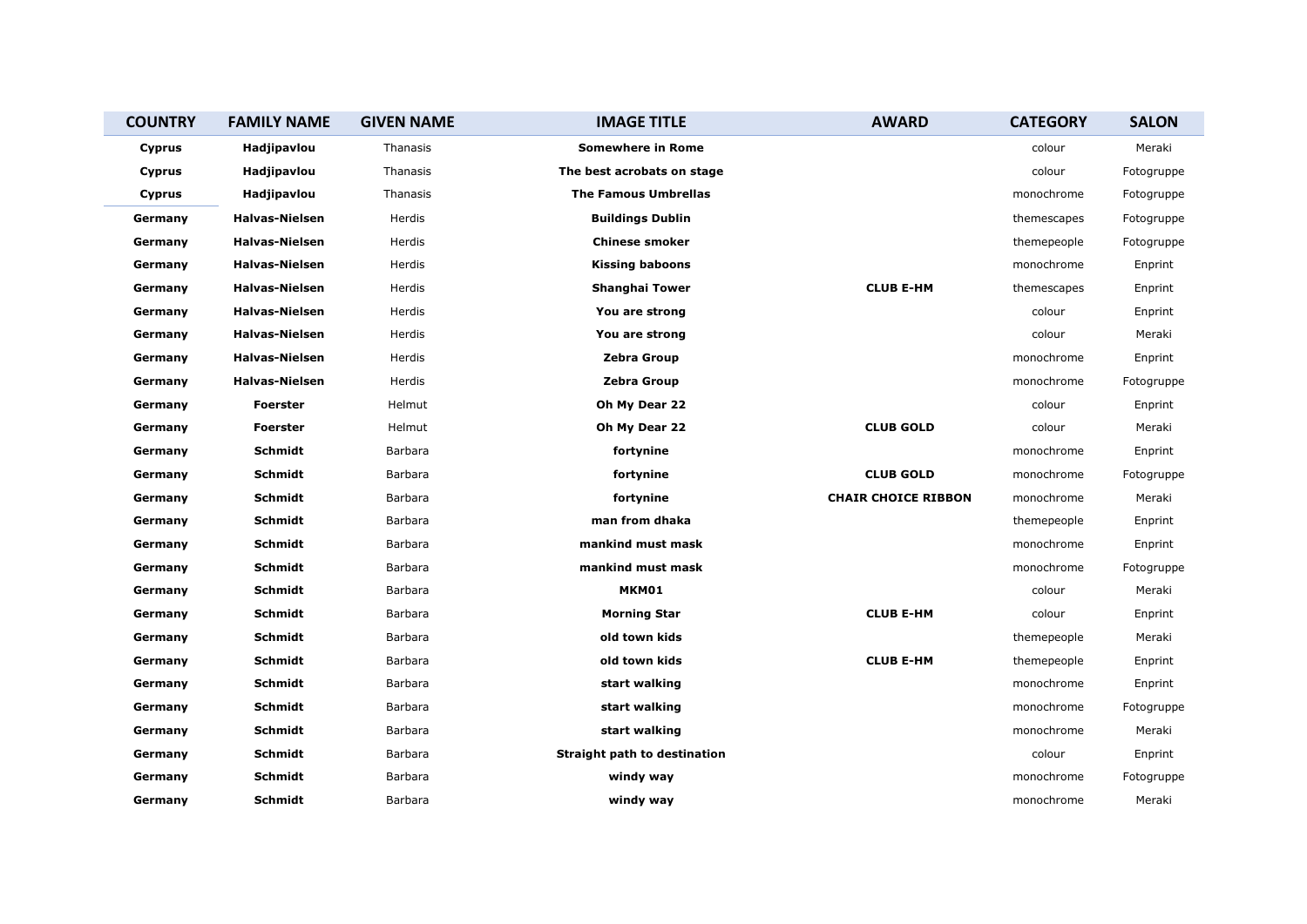| COUNTRY | FAMILY NAME | GIVEN NAME | IMAGE TITLE | AWARD | CATEGORY | SALON |
|---|---|---|---|---|---|---|
| **Cyprus** | **Hadjipavlou** | Thanasis | **Somewhere in Rome** | | colour | Meraki |
| **Cyprus** | **Hadjipavlou** | Thanasis | **The best acrobats on stage** | | colour | Fotogruppe |
| **Cyprus** | **Hadjipavlou** | Thanasis | **The Famous Umbrellas** | | monochrome | Fotogruppe |
| **Germany** | **Halvas-Nielsen** | Herdis | **Buildings Dublin** | | themescapes | Fotogruppe |
| **Germany** | **Halvas-Nielsen** | Herdis | **Chinese smoker** | | themepeople | Fotogruppe |
| **Germany** | **Halvas-Nielsen** | Herdis | **Kissing baboons** | | monochrome | Enprint |
| **Germany** | **Halvas-Nielsen** | Herdis | **Shanghai Tower** | **CLUB E-HM** | themescapes | Enprint |
| **Germany** | **Halvas-Nielsen** | Herdis | **You are strong** | | colour | Enprint |
| **Germany** | **Halvas-Nielsen** | Herdis | **You are strong** | | colour | Meraki |
| **Germany** | **Halvas-Nielsen** | Herdis | **Zebra Group** | | monochrome | Enprint |
| **Germany** | **Halvas-Nielsen** | Herdis | **Zebra Group** | | monochrome | Fotogruppe |
| **Germany** | **Foerster** | Helmut | **Oh My Dear 22** | | colour | Enprint |
| **Germany** | **Foerster** | Helmut | **Oh My Dear 22** | **CLUB GOLD** | colour | Meraki |
| **Germany** | **Schmidt** | Barbara | **fortynine** | | monochrome | Enprint |
| **Germany** | **Schmidt** | Barbara | **fortynine** | **CLUB GOLD** | monochrome | Fotogruppe |
| **Germany** | **Schmidt** | Barbara | **fortynine** | **CHAIR CHOICE RIBBON** | monochrome | Meraki |
| **Germany** | **Schmidt** | Barbara | **man from dhaka** | | themepeople | Enprint |
| **Germany** | **Schmidt** | Barbara | **mankind must mask** | | monochrome | Enprint |
| **Germany** | **Schmidt** | Barbara | **mankind must mask** | | monochrome | Fotogruppe |
| **Germany** | **Schmidt** | Barbara | **MKM01** | | colour | Meraki |
| **Germany** | **Schmidt** | Barbara | **Morning Star** | **CLUB E-HM** | colour | Enprint |
| **Germany** | **Schmidt** | Barbara | **old town kids** | | themepeople | Meraki |
| **Germany** | **Schmidt** | Barbara | **old town kids** | **CLUB E-HM** | themepeople | Enprint |
| **Germany** | **Schmidt** | Barbara | **start walking** | | monochrome | Enprint |
| **Germany** | **Schmidt** | Barbara | **start walking** | | monochrome | Fotogruppe |
| **Germany** | **Schmidt** | Barbara | **start walking** | | monochrome | Meraki |
| **Germany** | **Schmidt** | Barbara | **Straight path to destination** | | colour | Enprint |
| **Germany** | **Schmidt** | Barbara | **windy way** | | monochrome | Fotogruppe |
| **Germany** | **Schmidt** | Barbara | **windy way** | | monochrome | Meraki |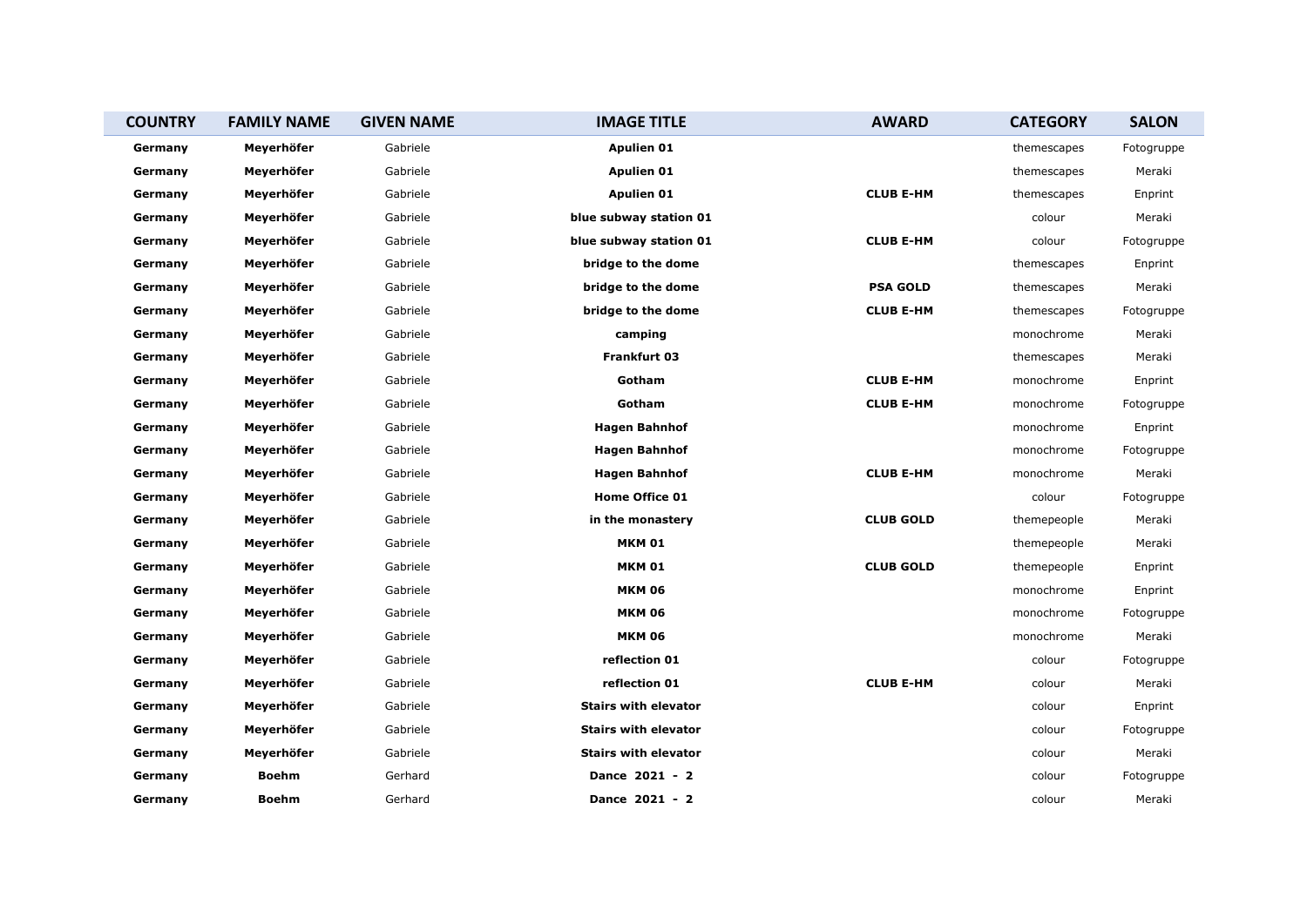| COUNTRY | FAMILY NAME | GIVEN NAME | IMAGE TITLE | AWARD | CATEGORY | SALON |
|---|---|---|---|---|---|---|
| **Germany** | **Meyerhöfer** | Gabriele | **Apulien 01** | | themescapes | Fotogruppe |
| **Germany** | **Meyerhöfer** | Gabriele | **Apulien 01** | | themescapes | Meraki |
| **Germany** | **Meyerhöfer** | Gabriele | **Apulien 01** | **CLUB E-HM** | themescapes | Enprint |
| **Germany** | **Meyerhöfer** | Gabriele | **blue subway station 01** | | colour | Meraki |
| **Germany** | **Meyerhöfer** | Gabriele | **blue subway station 01** | **CLUB E-HM** | colour | Fotogruppe |
| **Germany** | **Meyerhöfer** | Gabriele | **bridge to the dome** | | themescapes | Enprint |
| **Germany** | **Meyerhöfer** | Gabriele | **bridge to the dome** | **PSA GOLD** | themescapes | Meraki |
| **Germany** | **Meyerhöfer** | Gabriele | **bridge to the dome** | **CLUB E-HM** | themescapes | Fotogruppe |
| **Germany** | **Meyerhöfer** | Gabriele | **camping** | | monochrome | Meraki |
| **Germany** | **Meyerhöfer** | Gabriele | **Frankfurt 03** | | themescapes | Meraki |
| **Germany** | **Meyerhöfer** | Gabriele | **Gotham** | **CLUB E-HM** | monochrome | Enprint |
| **Germany** | **Meyerhöfer** | Gabriele | **Gotham** | **CLUB E-HM** | monochrome | Fotogruppe |
| **Germany** | **Meyerhöfer** | Gabriele | **Hagen Bahnhof** | | monochrome | Enprint |
| **Germany** | **Meyerhöfer** | Gabriele | **Hagen Bahnhof** | | monochrome | Fotogruppe |
| **Germany** | **Meyerhöfer** | Gabriele | **Hagen Bahnhof** | **CLUB E-HM** | monochrome | Meraki |
| **Germany** | **Meyerhöfer** | Gabriele | **Home Office 01** | | colour | Fotogruppe |
| **Germany** | **Meyerhöfer** | Gabriele | **in the monastery** | **CLUB GOLD** | themepeople | Meraki |
| **Germany** | **Meyerhöfer** | Gabriele | **MKM 01** | | themepeople | Meraki |
| **Germany** | **Meyerhöfer** | Gabriele | **MKM 01** | **CLUB GOLD** | themepeople | Enprint |
| **Germany** | **Meyerhöfer** | Gabriele | **MKM 06** | | monochrome | Enprint |
| **Germany** | **Meyerhöfer** | Gabriele | **MKM 06** | | monochrome | Fotogruppe |
| **Germany** | **Meyerhöfer** | Gabriele | **MKM 06** | | monochrome | Meraki |
| **Germany** | **Meyerhöfer** | Gabriele | **reflection 01** | | colour | Fotogruppe |
| **Germany** | **Meyerhöfer** | Gabriele | **reflection 01** | **CLUB E-HM** | colour | Meraki |
| **Germany** | **Meyerhöfer** | Gabriele | **Stairs with elevator** | | colour | Enprint |
| **Germany** | **Meyerhöfer** | Gabriele | **Stairs with elevator** | | colour | Fotogruppe |
| **Germany** | **Meyerhöfer** | Gabriele | **Stairs with elevator** | | colour | Meraki |
| **Germany** | **Boehm** | Gerhard | **Dance 2021 - 2** | | colour | Fotogruppe |
| **Germany** | **Boehm** | Gerhard | **Dance 2021 - 2** | | colour | Meraki |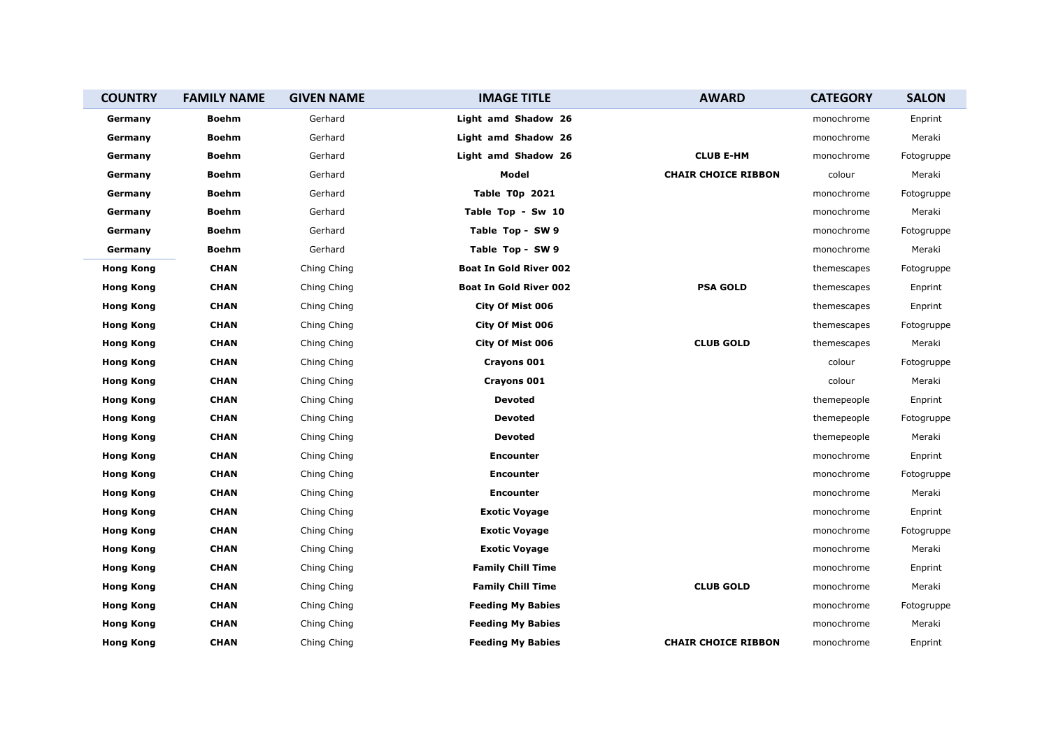| COUNTRY | FAMILY NAME | GIVEN NAME | IMAGE TITLE | AWARD | CATEGORY | SALON |
|---|---|---|---|---|---|---|
| **Germany** | **Boehm** | Gerhard | **Light amd Shadow 26** | | monochrome | Enprint |
| **Germany** | **Boehm** | Gerhard | **Light amd Shadow 26** | | monochrome | Meraki |
| **Germany** | **Boehm** | Gerhard | **Light amd Shadow 26** | **CLUB E-HM** | monochrome | Fotogruppe |
| **Germany** | **Boehm** | Gerhard | **Model** | **CHAIR CHOICE RIBBON** | colour | Meraki |
| **Germany** | **Boehm** | Gerhard | **Table T0p 2021** | | monochrome | Fotogruppe |
| **Germany** | **Boehm** | Gerhard | **Table Top - Sw 10** | | monochrome | Meraki |
| **Germany** | **Boehm** | Gerhard | **Table Top - SW 9** | | monochrome | Fotogruppe |
| **Germany** | **Boehm** | Gerhard | **Table Top - SW 9** | | monochrome | Meraki |
| **Hong Kong** | **CHAN** | Ching Ching | **Boat In Gold River 002** | | themescapes | Fotogruppe |
| **Hong Kong** | **CHAN** | Ching Ching | **Boat In Gold River 002** | **PSA GOLD** | themescapes | Enprint |
| **Hong Kong** | **CHAN** | Ching Ching | **City Of Mist 006** | | themescapes | Enprint |
| **Hong Kong** | **CHAN** | Ching Ching | **City Of Mist 006** | | themescapes | Fotogruppe |
| **Hong Kong** | **CHAN** | Ching Ching | **City Of Mist 006** | **CLUB GOLD** | themescapes | Meraki |
| **Hong Kong** | **CHAN** | Ching Ching | **Crayons 001** | | colour | Fotogruppe |
| **Hong Kong** | **CHAN** | Ching Ching | **Crayons 001** | | colour | Meraki |
| **Hong Kong** | **CHAN** | Ching Ching | **Devoted** | | themepeople | Enprint |
| **Hong Kong** | **CHAN** | Ching Ching | **Devoted** | | themepeople | Fotogruppe |
| **Hong Kong** | **CHAN** | Ching Ching | **Devoted** | | themepeople | Meraki |
| **Hong Kong** | **CHAN** | Ching Ching | **Encounter** | | monochrome | Enprint |
| **Hong Kong** | **CHAN** | Ching Ching | **Encounter** | | monochrome | Fotogruppe |
| **Hong Kong** | **CHAN** | Ching Ching | **Encounter** | | monochrome | Meraki |
| **Hong Kong** | **CHAN** | Ching Ching | **Exotic Voyage** | | monochrome | Enprint |
| **Hong Kong** | **CHAN** | Ching Ching | **Exotic Voyage** | | monochrome | Fotogruppe |
| **Hong Kong** | **CHAN** | Ching Ching | **Exotic Voyage** | | monochrome | Meraki |
| **Hong Kong** | **CHAN** | Ching Ching | **Family Chill Time** | | monochrome | Enprint |
| **Hong Kong** | **CHAN** | Ching Ching | **Family Chill Time** | **CLUB GOLD** | monochrome | Meraki |
| **Hong Kong** | **CHAN** | Ching Ching | **Feeding My Babies** | | monochrome | Fotogruppe |
| **Hong Kong** | **CHAN** | Ching Ching | **Feeding My Babies** | | monochrome | Meraki |
| **Hong Kong** | **CHAN** | Ching Ching | **Feeding My Babies** | **CHAIR CHOICE RIBBON** | monochrome | Enprint |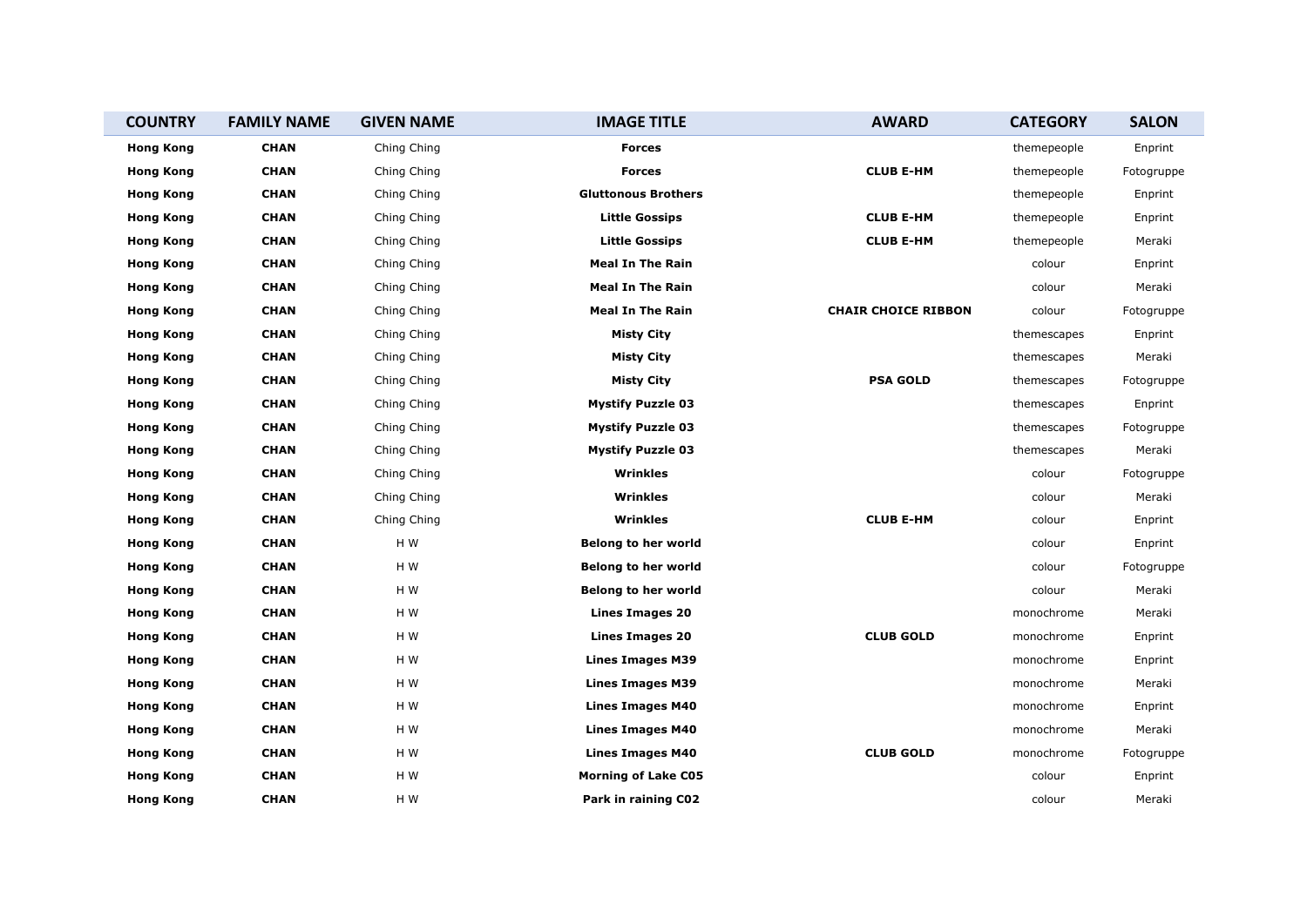| COUNTRY | FAMILY NAME | GIVEN NAME | IMAGE TITLE | AWARD | CATEGORY | SALON |
|---|---|---|---|---|---|---|
| **Hong Kong** | **CHAN** | Ching Ching | **Forces** | | themepeople | Enprint |
| **Hong Kong** | **CHAN** | Ching Ching | **Forces** | **CLUB E-HM** | themepeople | Fotogruppe |
| **Hong Kong** | **CHAN** | Ching Ching | **Gluttonous Brothers** | | themepeople | Enprint |
| **Hong Kong** | **CHAN** | Ching Ching | **Little Gossips** | **CLUB E-HM** | themepeople | Enprint |
| **Hong Kong** | **CHAN** | Ching Ching | **Little Gossips** | **CLUB E-HM** | themepeople | Meraki |
| **Hong Kong** | **CHAN** | Ching Ching | **Meal In The Rain** | | colour | Enprint |
| **Hong Kong** | **CHAN** | Ching Ching | **Meal In The Rain** | | colour | Meraki |
| **Hong Kong** | **CHAN** | Ching Ching | **Meal In The Rain** | **CHAIR CHOICE RIBBON** | colour | Fotogruppe |
| **Hong Kong** | **CHAN** | Ching Ching | **Misty City** | | themescapes | Enprint |
| **Hong Kong** | **CHAN** | Ching Ching | **Misty City** | | themescapes | Meraki |
| **Hong Kong** | **CHAN** | Ching Ching | **Misty City** | **PSA GOLD** | themescapes | Fotogruppe |
| **Hong Kong** | **CHAN** | Ching Ching | **Mystify Puzzle 03** | | themescapes | Enprint |
| **Hong Kong** | **CHAN** | Ching Ching | **Mystify Puzzle 03** | | themescapes | Fotogruppe |
| **Hong Kong** | **CHAN** | Ching Ching | **Mystify Puzzle 03** | | themescapes | Meraki |
| **Hong Kong** | **CHAN** | Ching Ching | **Wrinkles** | | colour | Fotogruppe |
| **Hong Kong** | **CHAN** | Ching Ching | **Wrinkles** | | colour | Meraki |
| **Hong Kong** | **CHAN** | Ching Ching | **Wrinkles** | **CLUB E-HM** | colour | Enprint |
| **Hong Kong** | **CHAN** | H W | **Belong to her world** | | colour | Enprint |
| **Hong Kong** | **CHAN** | H W | **Belong to her world** | | colour | Fotogruppe |
| **Hong Kong** | **CHAN** | H W | **Belong to her world** | | colour | Meraki |
| **Hong Kong** | **CHAN** | H W | **Lines Images 20** | | monochrome | Meraki |
| **Hong Kong** | **CHAN** | H W | **Lines Images 20** | **CLUB GOLD** | monochrome | Enprint |
| **Hong Kong** | **CHAN** | H W | **Lines Images M39** | | monochrome | Enprint |
| **Hong Kong** | **CHAN** | H W | **Lines Images M39** | | monochrome | Meraki |
| **Hong Kong** | **CHAN** | H W | **Lines Images M40** | | monochrome | Enprint |
| **Hong Kong** | **CHAN** | H W | **Lines Images M40** | | monochrome | Meraki |
| **Hong Kong** | **CHAN** | H W | **Lines Images M40** | **CLUB GOLD** | monochrome | Fotogruppe |
| **Hong Kong** | **CHAN** | H W | **Morning of Lake C05** | | colour | Enprint |
| **Hong Kong** | **CHAN** | H W | **Park in raining C02** | | colour | Meraki |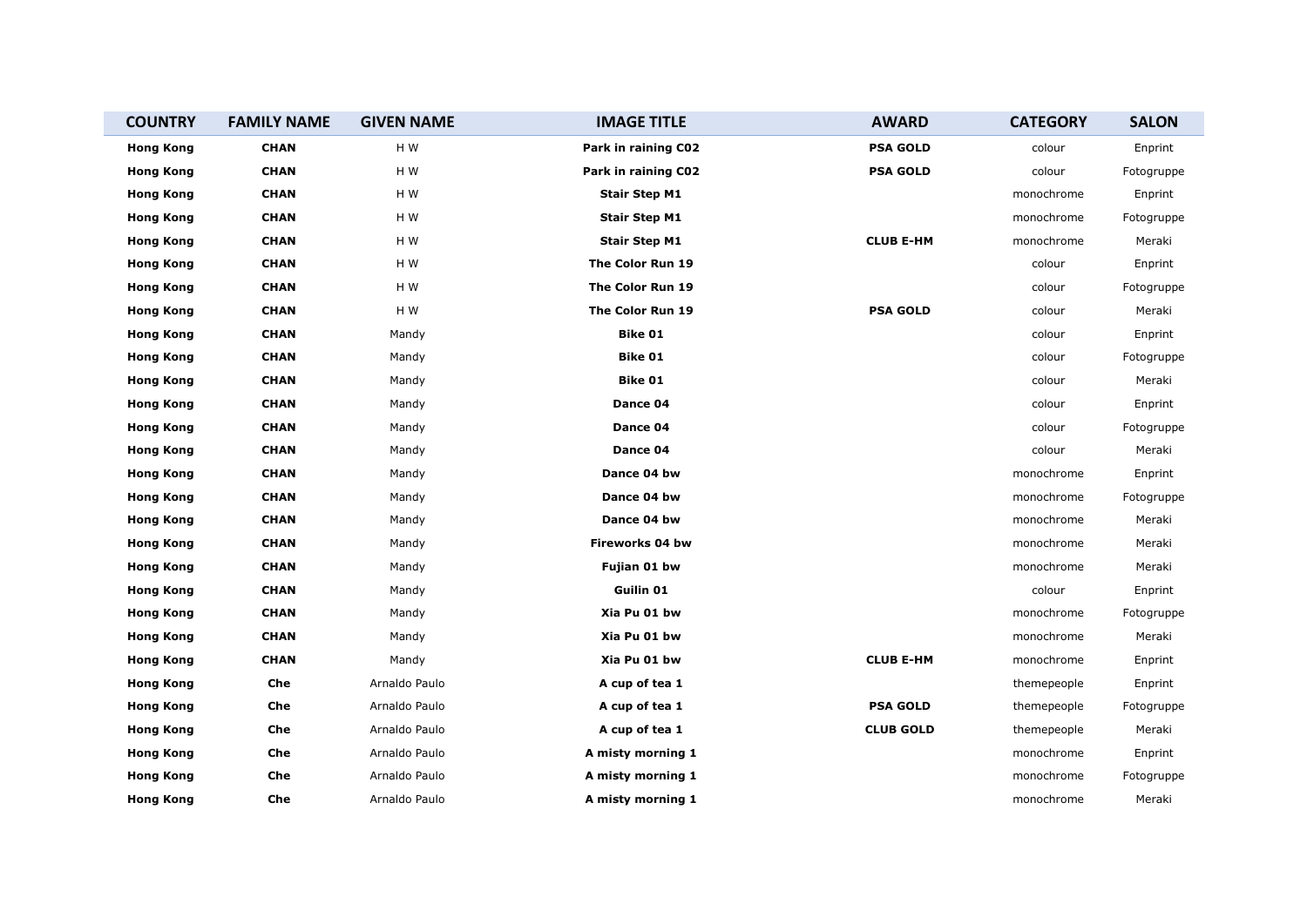| COUNTRY | FAMILY NAME | GIVEN NAME | IMAGE TITLE | AWARD | CATEGORY | SALON |
|---|---|---|---|---|---|---|
| **Hong Kong** | **CHAN** | H W | **Park in raining C02** | **PSA GOLD** | colour | Enprint |
| **Hong Kong** | **CHAN** | H W | **Park in raining C02** | **PSA GOLD** | colour | Fotogruppe |
| **Hong Kong** | **CHAN** | H W | **Stair Step M1** | | monochrome | Enprint |
| **Hong Kong** | **CHAN** | H W | **Stair Step M1** | | monochrome | Fotogruppe |
| **Hong Kong** | **CHAN** | H W | **Stair Step M1** | **CLUB E-HM** | monochrome | Meraki |
| **Hong Kong** | **CHAN** | H W | **The Color Run 19** | | colour | Enprint |
| **Hong Kong** | **CHAN** | H W | **The Color Run 19** | | colour | Fotogruppe |
| **Hong Kong** | **CHAN** | H W | **The Color Run 19** | **PSA GOLD** | colour | Meraki |
| **Hong Kong** | **CHAN** | Mandy | **Bike 01** | | colour | Enprint |
| **Hong Kong** | **CHAN** | Mandy | **Bike 01** | | colour | Fotogruppe |
| **Hong Kong** | **CHAN** | Mandy | **Bike 01** | | colour | Meraki |
| **Hong Kong** | **CHAN** | Mandy | **Dance 04** | | colour | Enprint |
| **Hong Kong** | **CHAN** | Mandy | **Dance 04** | | colour | Fotogruppe |
| **Hong Kong** | **CHAN** | Mandy | **Dance 04** | | colour | Meraki |
| **Hong Kong** | **CHAN** | Mandy | **Dance 04 bw** | | monochrome | Enprint |
| **Hong Kong** | **CHAN** | Mandy | **Dance 04 bw** | | monochrome | Fotogruppe |
| **Hong Kong** | **CHAN** | Mandy | **Dance 04 bw** | | monochrome | Meraki |
| **Hong Kong** | **CHAN** | Mandy | **Fireworks 04 bw** | | monochrome | Meraki |
| **Hong Kong** | **CHAN** | Mandy | **Fujian 01 bw** | | monochrome | Meraki |
| **Hong Kong** | **CHAN** | Mandy | **Guilin 01** | | colour | Enprint |
| **Hong Kong** | **CHAN** | Mandy | **Xia Pu 01 bw** | | monochrome | Fotogruppe |
| **Hong Kong** | **CHAN** | Mandy | **Xia Pu 01 bw** | | monochrome | Meraki |
| **Hong Kong** | **CHAN** | Mandy | **Xia Pu 01 bw** | **CLUB E-HM** | monochrome | Enprint |
| **Hong Kong** | **Che** | Arnaldo Paulo | **A cup of tea 1** | | themepeople | Enprint |
| **Hong Kong** | **Che** | Arnaldo Paulo | **A cup of tea 1** | **PSA GOLD** | themepeople | Fotogruppe |
| **Hong Kong** | **Che** | Arnaldo Paulo | **A cup of tea 1** | **CLUB GOLD** | themepeople | Meraki |
| **Hong Kong** | **Che** | Arnaldo Paulo | **A misty morning 1** | | monochrome | Enprint |
| **Hong Kong** | **Che** | Arnaldo Paulo | **A misty morning 1** | | monochrome | Fotogruppe |
| **Hong Kong** | **Che** | Arnaldo Paulo | **A misty morning 1** | | monochrome | Meraki |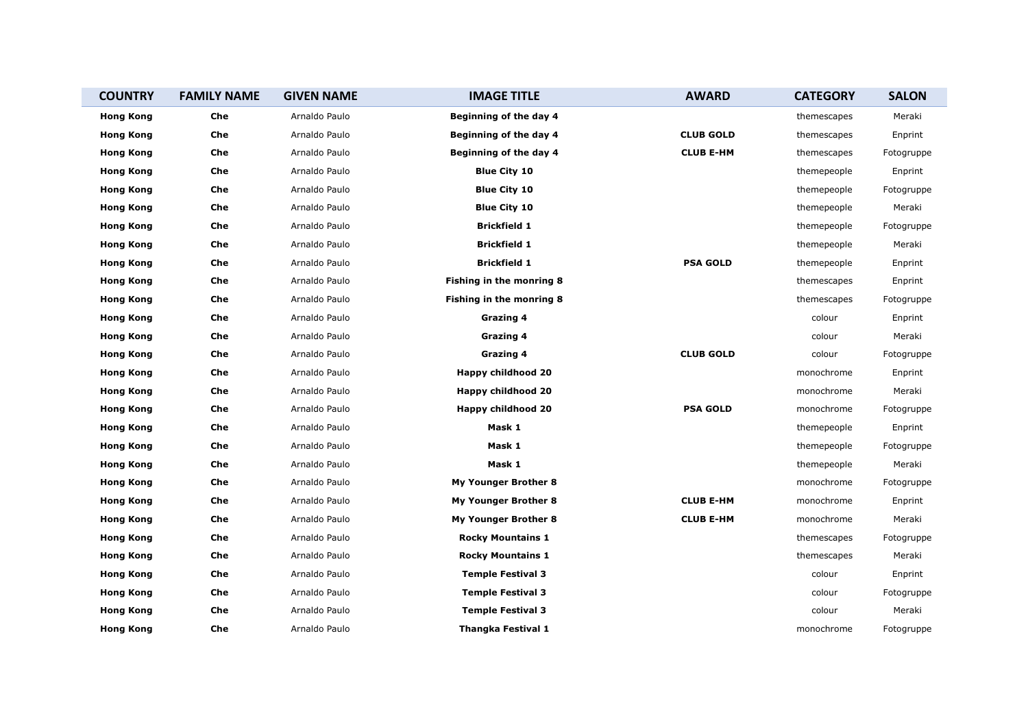| COUNTRY | FAMILY NAME | GIVEN NAME | IMAGE TITLE | AWARD | CATEGORY | SALON |
|---|---|---|---|---|---|---|
| **Hong Kong** | **Che** | Arnaldo Paulo | **Beginning of the day 4** | | themescapes | Meraki |
| **Hong Kong** | **Che** | Arnaldo Paulo | **Beginning of the day 4** | **CLUB GOLD** | themescapes | Enprint |
| **Hong Kong** | **Che** | Arnaldo Paulo | **Beginning of the day 4** | **CLUB E-HM** | themescapes | Fotogruppe |
| **Hong Kong** | **Che** | Arnaldo Paulo | **Blue City 10** | | themepeople | Enprint |
| **Hong Kong** | **Che** | Arnaldo Paulo | **Blue City 10** | | themepeople | Fotogruppe |
| **Hong Kong** | **Che** | Arnaldo Paulo | **Blue City 10** | | themepeople | Meraki |
| **Hong Kong** | **Che** | Arnaldo Paulo | **Brickfield 1** | | themepeople | Fotogruppe |
| **Hong Kong** | **Che** | Arnaldo Paulo | **Brickfield 1** | | themepeople | Meraki |
| **Hong Kong** | **Che** | Arnaldo Paulo | **Brickfield 1** | **PSA GOLD** | themepeople | Enprint |
| **Hong Kong** | **Che** | Arnaldo Paulo | **Fishing in the monring 8** | | themescapes | Enprint |
| **Hong Kong** | **Che** | Arnaldo Paulo | **Fishing in the monring 8** | | themescapes | Fotogruppe |
| **Hong Kong** | **Che** | Arnaldo Paulo | **Grazing 4** | | colour | Enprint |
| **Hong Kong** | **Che** | Arnaldo Paulo | **Grazing 4** | | colour | Meraki |
| **Hong Kong** | **Che** | Arnaldo Paulo | **Grazing 4** | **CLUB GOLD** | colour | Fotogruppe |
| **Hong Kong** | **Che** | Arnaldo Paulo | **Happy childhood 20** | | monochrome | Enprint |
| **Hong Kong** | **Che** | Arnaldo Paulo | **Happy childhood 20** | | monochrome | Meraki |
| **Hong Kong** | **Che** | Arnaldo Paulo | **Happy childhood 20** | **PSA GOLD** | monochrome | Fotogruppe |
| **Hong Kong** | **Che** | Arnaldo Paulo | **Mask 1** | | themepeople | Enprint |
| **Hong Kong** | **Che** | Arnaldo Paulo | **Mask 1** | | themepeople | Fotogruppe |
| **Hong Kong** | **Che** | Arnaldo Paulo | **Mask 1** | | themepeople | Meraki |
| **Hong Kong** | **Che** | Arnaldo Paulo | **My Younger Brother 8** | | monochrome | Fotogruppe |
| **Hong Kong** | **Che** | Arnaldo Paulo | **My Younger Brother 8** | **CLUB E-HM** | monochrome | Enprint |
| **Hong Kong** | **Che** | Arnaldo Paulo | **My Younger Brother 8** | **CLUB E-HM** | monochrome | Meraki |
| **Hong Kong** | **Che** | Arnaldo Paulo | **Rocky Mountains 1** | | themescapes | Fotogruppe |
| **Hong Kong** | **Che** | Arnaldo Paulo | **Rocky Mountains 1** | | themescapes | Meraki |
| **Hong Kong** | **Che** | Arnaldo Paulo | **Temple Festival 3** | | colour | Enprint |
| **Hong Kong** | **Che** | Arnaldo Paulo | **Temple Festival 3** | | colour | Fotogruppe |
| **Hong Kong** | **Che** | Arnaldo Paulo | **Temple Festival 3** | | colour | Meraki |
| **Hong Kong** | **Che** | Arnaldo Paulo | **Thangka Festival 1** | | monochrome | Fotogruppe |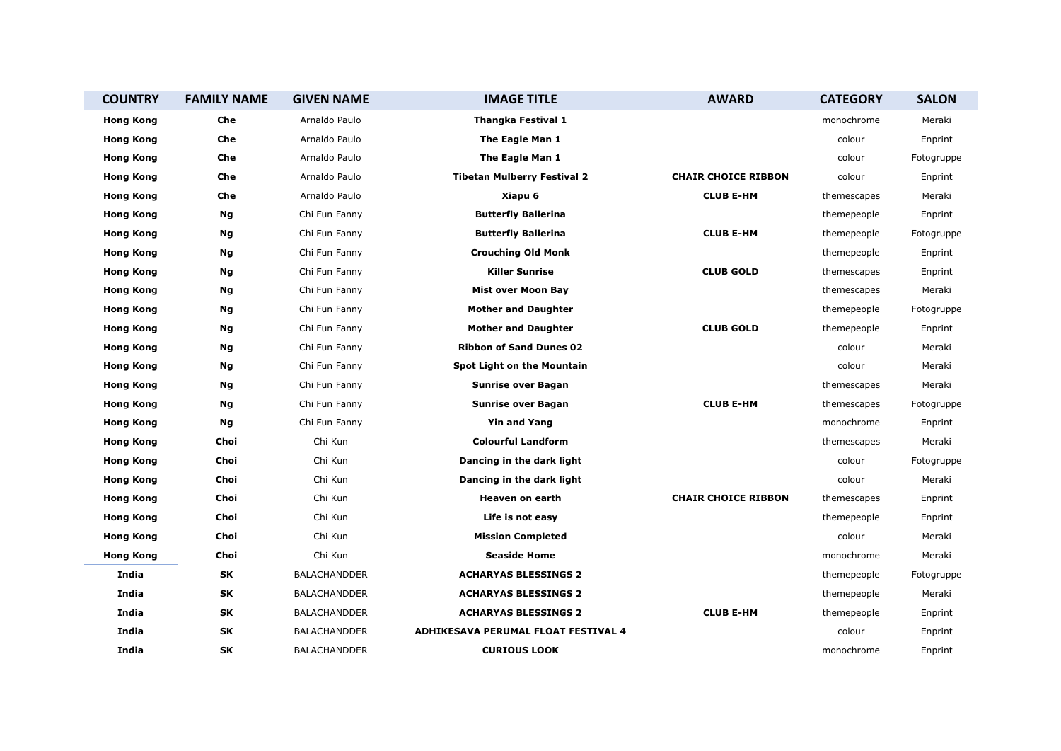| COUNTRY | FAMILY NAME | GIVEN NAME | IMAGE TITLE | AWARD | CATEGORY | SALON |
|---|---|---|---|---|---|---|
| **Hong Kong** | **Che** | Arnaldo Paulo | **Thangka Festival 1** | | monochrome | Meraki |
| **Hong Kong** | **Che** | Arnaldo Paulo | **The Eagle Man 1** | | colour | Enprint |
| **Hong Kong** | **Che** | Arnaldo Paulo | **The Eagle Man 1** | | colour | Fotogruppe |
| **Hong Kong** | **Che** | Arnaldo Paulo | **Tibetan Mulberry Festival 2** | **CHAIR CHOICE RIBBON** | colour | Enprint |
| **Hong Kong** | **Che** | Arnaldo Paulo | **Xiapu 6** | **CLUB E-HM** | themescapes | Meraki |
| **Hong Kong** | **Ng** | Chi Fun Fanny | **Butterfly Ballerina** | | themepeople | Enprint |
| **Hong Kong** | **Ng** | Chi Fun Fanny | **Butterfly Ballerina** | **CLUB E-HM** | themepeople | Fotogruppe |
| **Hong Kong** | **Ng** | Chi Fun Fanny | **Crouching Old Monk** | | themepeople | Enprint |
| **Hong Kong** | **Ng** | Chi Fun Fanny | **Killer Sunrise** | **CLUB GOLD** | themescapes | Enprint |
| **Hong Kong** | **Ng** | Chi Fun Fanny | **Mist over Moon Bay** | | themescapes | Meraki |
| **Hong Kong** | **Ng** | Chi Fun Fanny | **Mother and Daughter** | | themepeople | Fotogruppe |
| **Hong Kong** | **Ng** | Chi Fun Fanny | **Mother and Daughter** | **CLUB GOLD** | themepeople | Enprint |
| **Hong Kong** | **Ng** | Chi Fun Fanny | **Ribbon of Sand Dunes 02** | | colour | Meraki |
| **Hong Kong** | **Ng** | Chi Fun Fanny | **Spot Light on the Mountain** | | colour | Meraki |
| **Hong Kong** | **Ng** | Chi Fun Fanny | **Sunrise over Bagan** | | themescapes | Meraki |
| **Hong Kong** | **Ng** | Chi Fun Fanny | **Sunrise over Bagan** | **CLUB E-HM** | themescapes | Fotogruppe |
| **Hong Kong** | **Ng** | Chi Fun Fanny | **Yin and Yang** | | monochrome | Enprint |
| **Hong Kong** | **Choi** | Chi Kun | **Colourful Landform** | | themescapes | Meraki |
| **Hong Kong** | **Choi** | Chi Kun | **Dancing in the dark light** | | colour | Fotogruppe |
| **Hong Kong** | **Choi** | Chi Kun | **Dancing in the dark light** | | colour | Meraki |
| **Hong Kong** | **Choi** | Chi Kun | **Heaven on earth** | **CHAIR CHOICE RIBBON** | themescapes | Enprint |
| **Hong Kong** | **Choi** | Chi Kun | **Life is not easy** | | themepeople | Enprint |
| **Hong Kong** | **Choi** | Chi Kun | **Mission Completed** | | colour | Meraki |
| **Hong Kong** | **Choi** | Chi Kun | **Seaside Home** | | monochrome | Meraki |
| **India** | **SK** | BALACHANDDER | **ACHARYAS BLESSINGS 2** | | themepeople | Fotogruppe |
| **India** | **SK** | BALACHANDDER | **ACHARYAS BLESSINGS 2** | | themepeople | Meraki |
| **India** | **SK** | BALACHANDDER | **ACHARYAS BLESSINGS 2** | **CLUB E-HM** | themepeople | Enprint |
| **India** | **SK** | BALACHANDDER | **ADHIKESAVA PERUMAL FLOAT FESTIVAL 4** | | colour | Enprint |
| **India** | **SK** | BALACHANDDER | **CURIOUS LOOK** | | monochrome | Enprint |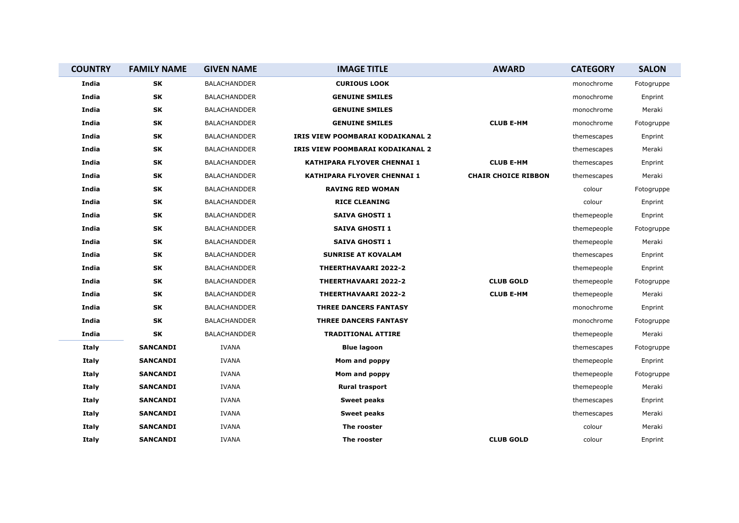| COUNTRY | FAMILY NAME | GIVEN NAME | IMAGE TITLE | AWARD | CATEGORY | SALON |
|---|---|---|---|---|---|---|
| **India** | **SK** | BALACHANDDER | **CURIOUS LOOK** | | monochrome | Fotogruppe |
| **India** | **SK** | BALACHANDDER | **GENUINE SMILES** | | monochrome | Enprint |
| **India** | **SK** | BALACHANDDER | **GENUINE SMILES** | | monochrome | Meraki |
| **India** | **SK** | BALACHANDDER | **GENUINE SMILES** | **CLUB E-HM** | monochrome | Fotogruppe |
| **India** | **SK** | BALACHANDDER | **IRIS VIEW POOMBARAI KODAIKANAL 2** | | themescapes | Enprint |
| **India** | **SK** | BALACHANDDER | **IRIS VIEW POOMBARAI KODAIKANAL 2** | | themescapes | Meraki |
| **India** | **SK** | BALACHANDDER | **KATHIPARA FLYOVER CHENNAI 1** | **CLUB E-HM** | themescapes | Enprint |
| **India** | **SK** | BALACHANDDER | **KATHIPARA FLYOVER CHENNAI 1** | **CHAIR CHOICE RIBBON** | themescapes | Meraki |
| **India** | **SK** | BALACHANDDER | **RAVING RED WOMAN** | | colour | Fotogruppe |
| **India** | **SK** | BALACHANDDER | **RICE CLEANING** | | colour | Enprint |
| **India** | **SK** | BALACHANDDER | **SAIVA GHOSTI 1** | | themepeople | Enprint |
| **India** | **SK** | BALACHANDDER | **SAIVA GHOSTI 1** | | themepeople | Fotogruppe |
| **India** | **SK** | BALACHANDDER | **SAIVA GHOSTI 1** | | themepeople | Meraki |
| **India** | **SK** | BALACHANDDER | **SUNRISE AT KOVALAM** | | themescapes | Enprint |
| **India** | **SK** | BALACHANDDER | **THEERTHAVAARI 2022-2** | | themepeople | Enprint |
| **India** | **SK** | BALACHANDDER | **THEERTHAVAARI 2022-2** | **CLUB GOLD** | themepeople | Fotogruppe |
| **India** | **SK** | BALACHANDDER | **THEERTHAVAARI 2022-2** | **CLUB E-HM** | themepeople | Meraki |
| **India** | **SK** | BALACHANDDER | **THREE DANCERS FANTASY** | | monochrome | Enprint |
| **India** | **SK** | BALACHANDDER | **THREE DANCERS FANTASY** | | monochrome | Fotogruppe |
| **India** | **SK** | BALACHANDDER | **TRADITIONAL ATTIRE** | | themepeople | Meraki |
| **Italy** | **SANCANDI** | IVANA | **Blue lagoon** | | themescapes | Fotogruppe |
| **Italy** | **SANCANDI** | IVANA | **Mom and poppy** | | themepeople | Enprint |
| **Italy** | **SANCANDI** | IVANA | **Mom and poppy** | | themepeople | Fotogruppe |
| **Italy** | **SANCANDI** | IVANA | **Rural trasport** | | themepeople | Meraki |
| **Italy** | **SANCANDI** | IVANA | **Sweet peaks** | | themescapes | Enprint |
| **Italy** | **SANCANDI** | IVANA | **Sweet peaks** | | themescapes | Meraki |
| **Italy** | **SANCANDI** | IVANA | **The rooster** | | colour | Meraki |
| **Italy** | **SANCANDI** | IVANA | **The rooster** | **CLUB GOLD** | colour | Enprint |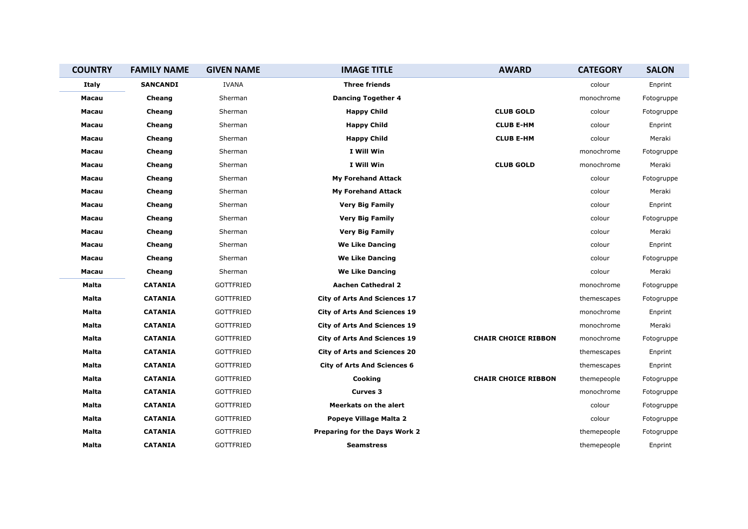| COUNTRY | FAMILY NAME | GIVEN NAME | IMAGE TITLE | AWARD | CATEGORY | SALON |
|---|---|---|---|---|---|---|
| **Italy** | **SANCANDI** | IVANA | **Three friends** | | colour | Enprint |
| **Macau** | **Cheang** | Sherman | **Dancing Together 4** | | monochrome | Fotogruppe |
| **Macau** | **Cheang** | Sherman | **Happy Child** | **CLUB GOLD** | colour | Fotogruppe |
| **Macau** | **Cheang** | Sherman | **Happy Child** | **CLUB E-HM** | colour | Enprint |
| **Macau** | **Cheang** | Sherman | **Happy Child** | **CLUB E-HM** | colour | Meraki |
| **Macau** | **Cheang** | Sherman | **I Will Win** | | monochrome | Fotogruppe |
| **Macau** | **Cheang** | Sherman | **I Will Win** | **CLUB GOLD** | monochrome | Meraki |
| **Macau** | **Cheang** | Sherman | **My Forehand Attack** | | colour | Fotogruppe |
| **Macau** | **Cheang** | Sherman | **My Forehand Attack** | | colour | Meraki |
| **Macau** | **Cheang** | Sherman | **Very Big Family** | | colour | Enprint |
| **Macau** | **Cheang** | Sherman | **Very Big Family** | | colour | Fotogruppe |
| **Macau** | **Cheang** | Sherman | **Very Big Family** | | colour | Meraki |
| **Macau** | **Cheang** | Sherman | **We Like Dancing** | | colour | Enprint |
| **Macau** | **Cheang** | Sherman | **We Like Dancing** | | colour | Fotogruppe |
| **Macau** | **Cheang** | Sherman | **We Like Dancing** | | colour | Meraki |
| **Malta** | **CATANIA** | GOTTFRIED | **Aachen Cathedral 2** | | monochrome | Fotogruppe |
| **Malta** | **CATANIA** | GOTTFRIED | **City of Arts And Sciences 17** | | themescapes | Fotogruppe |
| **Malta** | **CATANIA** | GOTTFRIED | **City of Arts And Sciences 19** | | monochrome | Enprint |
| **Malta** | **CATANIA** | GOTTFRIED | **City of Arts And Sciences 19** | | monochrome | Meraki |
| **Malta** | **CATANIA** | GOTTFRIED | **City of Arts And Sciences 19** | **CHAIR CHOICE RIBBON** | monochrome | Fotogruppe |
| **Malta** | **CATANIA** | GOTTFRIED | **City of Arts and Sciences 20** | | themescapes | Enprint |
| **Malta** | **CATANIA** | GOTTFRIED | **City of Arts And Sciences 6** | | themescapes | Enprint |
| **Malta** | **CATANIA** | GOTTFRIED | **Cooking** | **CHAIR CHOICE RIBBON** | themepeople | Fotogruppe |
| **Malta** | **CATANIA** | GOTTFRIED | **Curves 3** | | monochrome | Fotogruppe |
| **Malta** | **CATANIA** | GOTTFRIED | **Meerkats on the alert** | | colour | Fotogruppe |
| **Malta** | **CATANIA** | GOTTFRIED | **Popeye Village Malta 2** | | colour | Fotogruppe |
| **Malta** | **CATANIA** | GOTTFRIED | **Preparing for the Days Work 2** | | themepeople | Fotogruppe |
| **Malta** | **CATANIA** | GOTTFRIED | **Seamstress** | | themepeople | Enprint |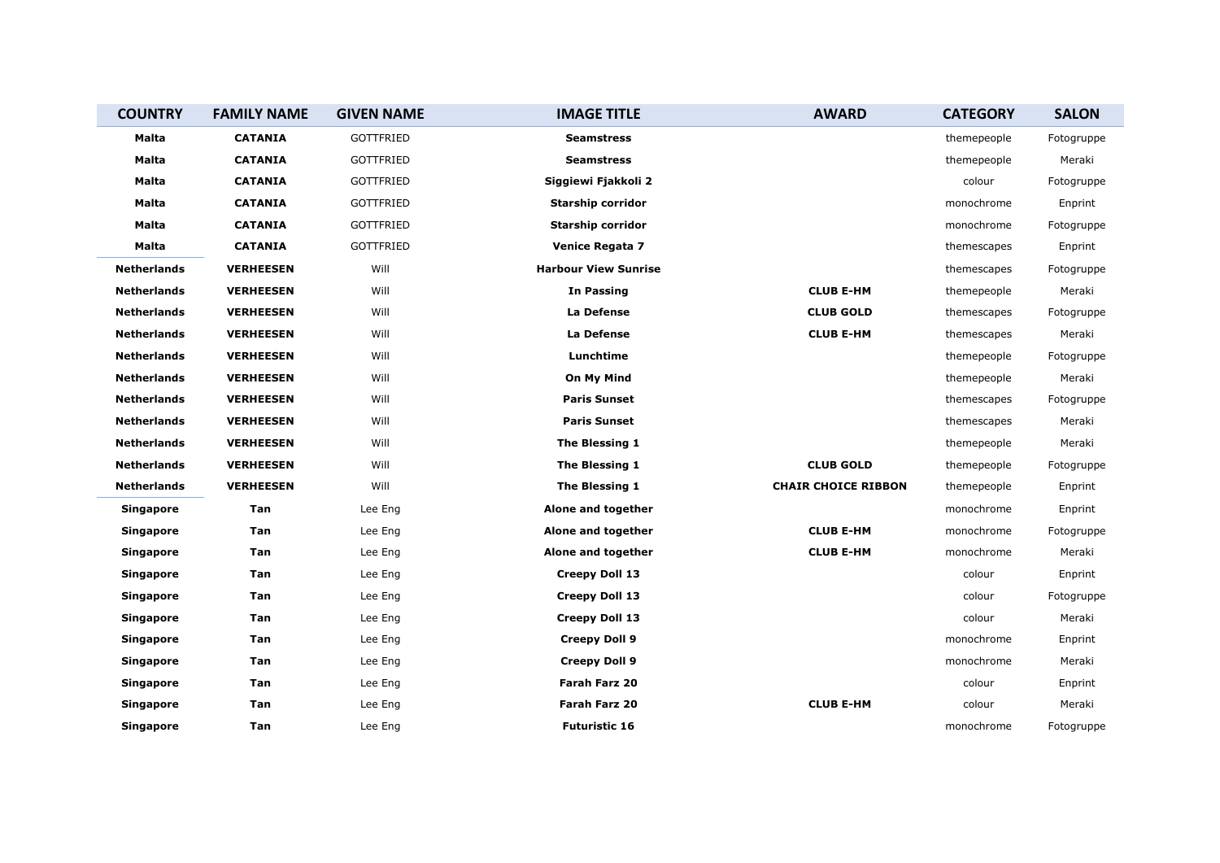| COUNTRY | FAMILY NAME | GIVEN NAME | IMAGE TITLE | AWARD | CATEGORY | SALON |
|---|---|---|---|---|---|---|
| **Malta** | **CATANIA** | GOTTFRIED | **Seamstress** | | themepeople | Fotogruppe |
| **Malta** | **CATANIA** | GOTTFRIED | **Seamstress** | | themepeople | Meraki |
| **Malta** | **CATANIA** | GOTTFRIED | **Siggiewi Fjakkoli 2** | | colour | Fotogruppe |
| **Malta** | **CATANIA** | GOTTFRIED | **Starship corridor** | | monochrome | Enprint |
| **Malta** | **CATANIA** | GOTTFRIED | **Starship corridor** | | monochrome | Fotogruppe |
| **Malta** | **CATANIA** | GOTTFRIED | **Venice Regata 7** | | themescapes | Enprint |
| **Netherlands** | **VERHEESEN** | Will | **Harbour View Sunrise** | | themescapes | Fotogruppe |
| **Netherlands** | **VERHEESEN** | Will | **In Passing** | **CLUB E-HM** | themepeople | Meraki |
| **Netherlands** | **VERHEESEN** | Will | **La Defense** | **CLUB GOLD** | themescapes | Fotogruppe |
| **Netherlands** | **VERHEESEN** | Will | **La Defense** | **CLUB E-HM** | themescapes | Meraki |
| **Netherlands** | **VERHEESEN** | Will | **Lunchtime** | | themepeople | Fotogruppe |
| **Netherlands** | **VERHEESEN** | Will | **On My Mind** | | themepeople | Meraki |
| **Netherlands** | **VERHEESEN** | Will | **Paris Sunset** | | themescapes | Fotogruppe |
| **Netherlands** | **VERHEESEN** | Will | **Paris Sunset** | | themescapes | Meraki |
| **Netherlands** | **VERHEESEN** | Will | **The Blessing 1** | | themepeople | Meraki |
| **Netherlands** | **VERHEESEN** | Will | **The Blessing 1** | **CLUB GOLD** | themepeople | Fotogruppe |
| **Netherlands** | **VERHEESEN** | Will | **The Blessing 1** | **CHAIR CHOICE RIBBON** | themepeople | Enprint |
| **Singapore** | **Tan** | Lee Eng | **Alone and together** | | monochrome | Enprint |
| **Singapore** | **Tan** | Lee Eng | **Alone and together** | **CLUB E-HM** | monochrome | Fotogruppe |
| **Singapore** | **Tan** | Lee Eng | **Alone and together** | **CLUB E-HM** | monochrome | Meraki |
| **Singapore** | **Tan** | Lee Eng | **Creepy Doll 13** | | colour | Enprint |
| **Singapore** | **Tan** | Lee Eng | **Creepy Doll 13** | | colour | Fotogruppe |
| **Singapore** | **Tan** | Lee Eng | **Creepy Doll 13** | | colour | Meraki |
| **Singapore** | **Tan** | Lee Eng | **Creepy Doll 9** | | monochrome | Enprint |
| **Singapore** | **Tan** | Lee Eng | **Creepy Doll 9** | | monochrome | Meraki |
| **Singapore** | **Tan** | Lee Eng | **Farah Farz 20** | | colour | Enprint |
| **Singapore** | **Tan** | Lee Eng | **Farah Farz 20** | **CLUB E-HM** | colour | Meraki |
| **Singapore** | **Tan** | Lee Eng | **Futuristic 16** | | monochrome | Fotogruppe |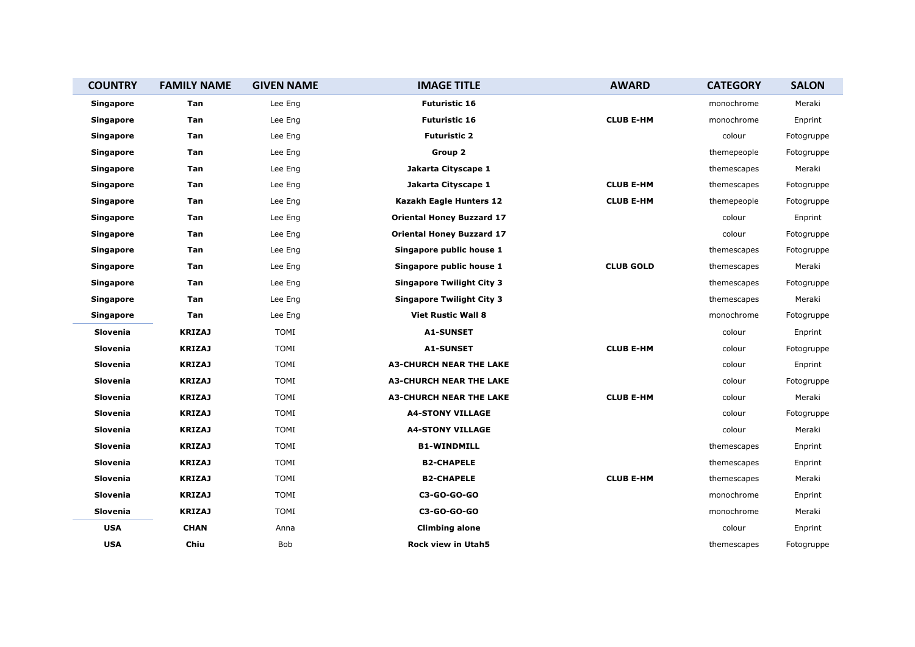| COUNTRY | FAMILY NAME | GIVEN NAME | IMAGE TITLE | AWARD | CATEGORY | SALON |
|---|---|---|---|---|---|---|
| **Singapore** | **Tan** | Lee Eng | **Futuristic 16** | | monochrome | Meraki |
| **Singapore** | **Tan** | Lee Eng | **Futuristic 16** | **CLUB E-HM** | monochrome | Enprint |
| **Singapore** | **Tan** | Lee Eng | **Futuristic 2** | | colour | Fotogruppe |
| **Singapore** | **Tan** | Lee Eng | **Group 2** | | themepeople | Fotogruppe |
| **Singapore** | **Tan** | Lee Eng | **Jakarta Cityscape 1** | | themescapes | Meraki |
| **Singapore** | **Tan** | Lee Eng | **Jakarta Cityscape 1** | **CLUB E-HM** | themescapes | Fotogruppe |
| **Singapore** | **Tan** | Lee Eng | **Kazakh Eagle Hunters 12** | **CLUB E-HM** | themepeople | Fotogruppe |
| **Singapore** | **Tan** | Lee Eng | **Oriental Honey Buzzard 17** | | colour | Enprint |
| **Singapore** | **Tan** | Lee Eng | **Oriental Honey Buzzard 17** | | colour | Fotogruppe |
| **Singapore** | **Tan** | Lee Eng | **Singapore public house 1** | | themescapes | Fotogruppe |
| **Singapore** | **Tan** | Lee Eng | **Singapore public house 1** | **CLUB GOLD** | themescapes | Meraki |
| **Singapore** | **Tan** | Lee Eng | **Singapore Twilight City 3** | | themescapes | Fotogruppe |
| **Singapore** | **Tan** | Lee Eng | **Singapore Twilight City 3** | | themescapes | Meraki |
| **Singapore** | **Tan** | Lee Eng | **Viet Rustic Wall 8** | | monochrome | Fotogruppe |
| **Slovenia** | **KRIZAJ** | TOMI | **A1-SUNSET** | | colour | Enprint |
| **Slovenia** | **KRIZAJ** | TOMI | **A1-SUNSET** | **CLUB E-HM** | colour | Fotogruppe |
| **Slovenia** | **KRIZAJ** | TOMI | **A3-CHURCH NEAR THE LAKE** | | colour | Enprint |
| **Slovenia** | **KRIZAJ** | TOMI | **A3-CHURCH NEAR THE LAKE** | | colour | Fotogruppe |
| **Slovenia** | **KRIZAJ** | TOMI | **A3-CHURCH NEAR THE LAKE** | **CLUB E-HM** | colour | Meraki |
| **Slovenia** | **KRIZAJ** | TOMI | **A4-STONY VILLAGE** | | colour | Fotogruppe |
| **Slovenia** | **KRIZAJ** | TOMI | **A4-STONY VILLAGE** | | colour | Meraki |
| **Slovenia** | **KRIZAJ** | TOMI | **B1-WINDMILL** | | themescapes | Enprint |
| **Slovenia** | **KRIZAJ** | TOMI | **B2-CHAPELE** | | themescapes | Enprint |
| **Slovenia** | **KRIZAJ** | TOMI | **B2-CHAPELE** | **CLUB E-HM** | themescapes | Meraki |
| **Slovenia** | **KRIZAJ** | TOMI | **C3-GO-GO-GO** | | monochrome | Enprint |
| **Slovenia** | **KRIZAJ** | TOMI | **C3-GO-GO-GO** | | monochrome | Meraki |
| **USA** | **CHAN** | Anna | **Climbing alone** | | colour | Enprint |
| **USA** | **Chiu** | Bob | **Rock view in Utah5** | | themescapes | Fotogruppe |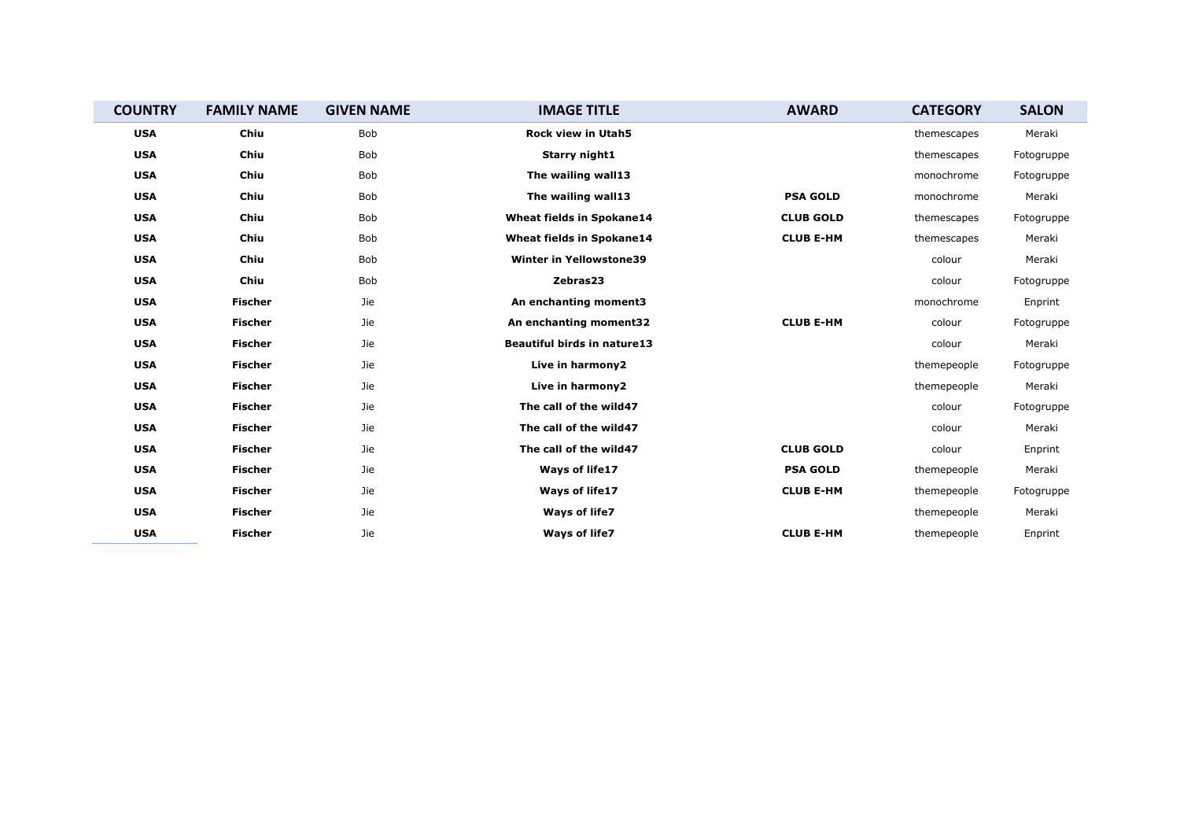| COUNTRY | FAMILY NAME | GIVEN NAME | IMAGE TITLE | AWARD | CATEGORY | SALON |
|---|---|---|---|---|---|---|
| **USA** | **Chiu** | Bob | **Rock view in Utah5** | | themescapes | Meraki |
| **USA** | **Chiu** | Bob | **Starry night1** | | themescapes | Fotogruppe |
| **USA** | **Chiu** | Bob | **The wailing wall13** | | monochrome | Fotogruppe |
| **USA** | **Chiu** | Bob | **The wailing wall13** | **PSA GOLD** | monochrome | Meraki |
| **USA** | **Chiu** | Bob | **Wheat fields in Spokane14** | **CLUB GOLD** | themescapes | Fotogruppe |
| **USA** | **Chiu** | Bob | **Wheat fields in Spokane14** | **CLUB E-HM** | themescapes | Meraki |
| **USA** | **Chiu** | Bob | **Winter in Yellowstone39** | | colour | Meraki |
| **USA** | **Chiu** | Bob | **Zebras23** | | colour | Fotogruppe |
| **USA** | **Fischer** | Jie | **An enchanting moment3** | | monochrome | Enprint |
| **USA** | **Fischer** | Jie | **An enchanting moment32** | **CLUB E-HM** | colour | Fotogruppe |
| **USA** | **Fischer** | Jie | **Beautiful birds in nature13** | | colour | Meraki |
| **USA** | **Fischer** | Jie | **Live in harmony2** | | themepeople | Fotogruppe |
| **USA** | **Fischer** | Jie | **Live in harmony2** | | themepeople | Meraki |
| **USA** | **Fischer** | Jie | **The call of the wild47** | | colour | Fotogruppe |
| **USA** | **Fischer** | Jie | **The call of the wild47** | | colour | Meraki |
| **USA** | **Fischer** | Jie | **The call of the wild47** | **CLUB GOLD** | colour | Enprint |
| **USA** | **Fischer** | Jie | **Ways of life17** | **PSA GOLD** | themepeople | Meraki |
| **USA** | **Fischer** | Jie | **Ways of life17** | **CLUB E-HM** | themepeople | Fotogruppe |
| **USA** | **Fischer** | Jie | **Ways of life7** | | themepeople | Meraki |
| **USA** | **Fischer** | Jie | **Ways of life7** | **CLUB E-HM** | themepeople | Enprint |